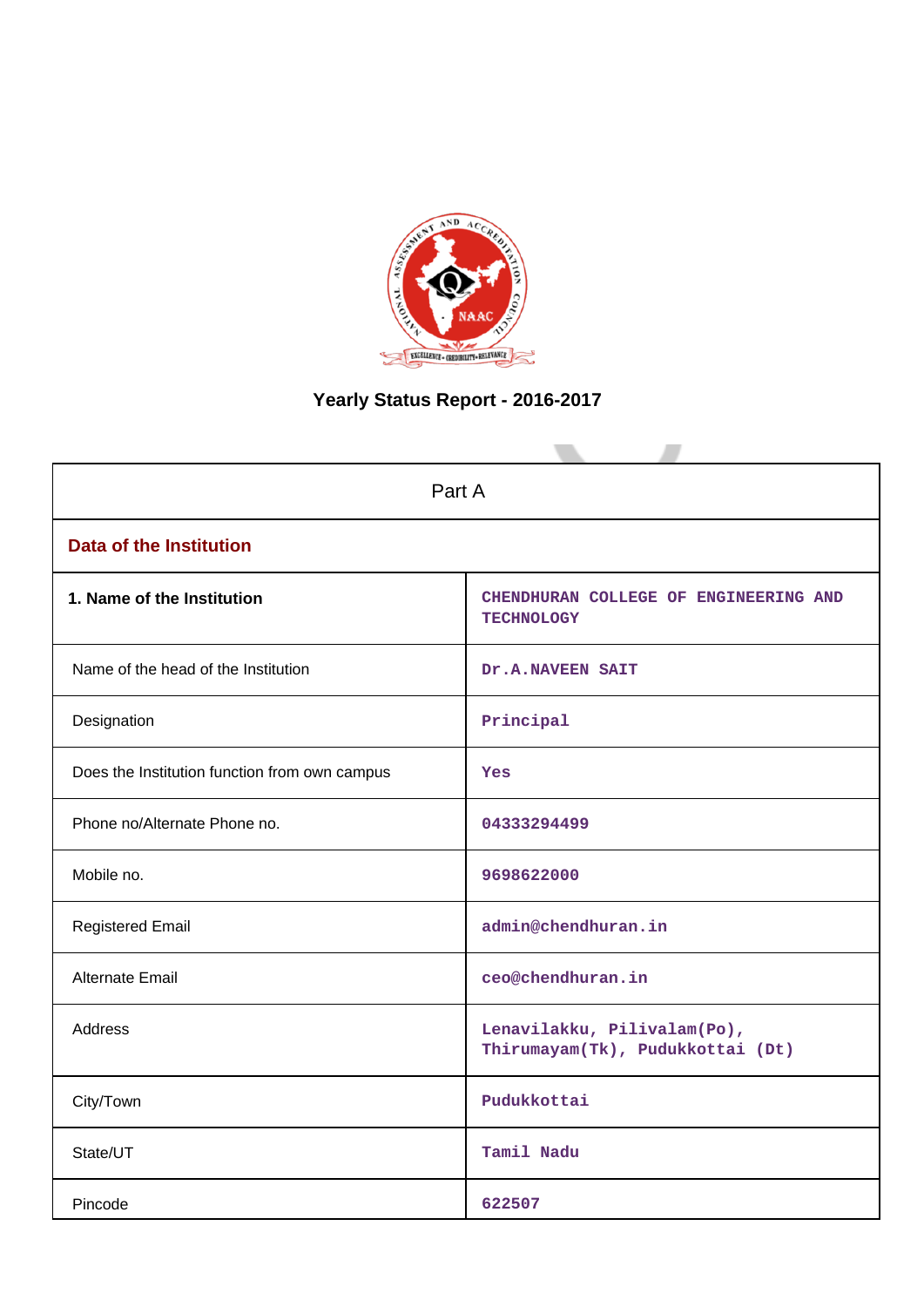# Yearly Status Report - 2016-2017

| Part A | |
|---|---|
| **Data of the Institution** | |
| **1. Name of the Institution** | CHENDHURAN COLLEGE OF ENGINEERING AND TECHNOLOGY |
| Name of the head of the Institution | Dr.A.NAVEEN SAIT |
| Designation | Principal |
| Does the Institution function from own campus | Yes |
| Phone no/Alternate Phone no. | 04333294499 |
| Mobile no. | 9698622000 |
| Registered Email | admin@chendhuran.in |
| Alternate Email | ceo@chendhuran.in |
| Address | Lenavilakku, Pilivalam(Po), Thirumayam(Tk), Pudukkottai (Dt) |
| City/Town | Pudukkottai |
| State/UT | Tamil Nadu |
| Pincode | 622507 |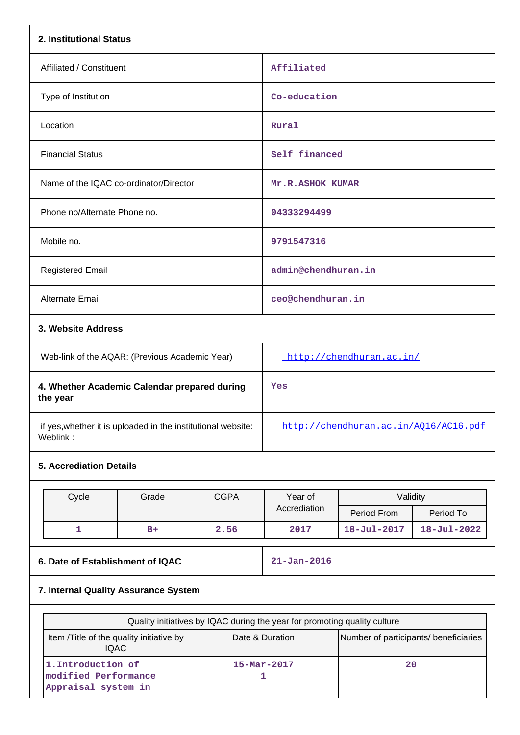## 2. Institutional Status

| | |
|---|---|
| Affiliated / Constituent | Affiliated |
| Type of Institution | Co-education |
| Location | Rural |
| Financial Status | Self financed |
| Name of the IQAC co-ordinator/Director | Mr.R.ASHOK KUMAR |
| Phone no/Alternate Phone no. | 04333294499 |
| Mobile no. | 9791547316 |
| Registered Email | admin@chendhuran.in |
| Alternate Email | ceo@chendhuran.in |

## 3. Website Address

| | |
|---|---|
| Web-link of the AQAR: (Previous Academic Year) | http://chendhuran.ac.in/ |
| **4. Whether Academic Calendar prepared during the year** | Yes |
| if yes,whether it is uploaded in the institutional website: Weblink : | http://chendhuran.ac.in/AQ16/AC16.pdf |

## 5. Accreditation Details

| Cycle | Grade | CGPA | Year of Accrediation | Validity | |
|---|---|---|---|---|---|
| | | | | Period From | Period To |
| 1 | B+ | 2.56 | 2017 | 18-Jul-2017 | 18-Jul-2022 |

| | |
|---|---|
| **6. Date of Establishment of IQAC** | 21-Jan-2016 |

## 7. Internal Quality Assurance System

| Quality initiatives by IQAC during the year for promoting quality culture | | |
|---|---|---|
| Item /Title of the quality initiative by IQAC | Date & Duration | Number of participants/ beneficiaries |
| 1.Introduction of modified Performance Appraisal system in | 15-Mar-2017<br>1 | 20 |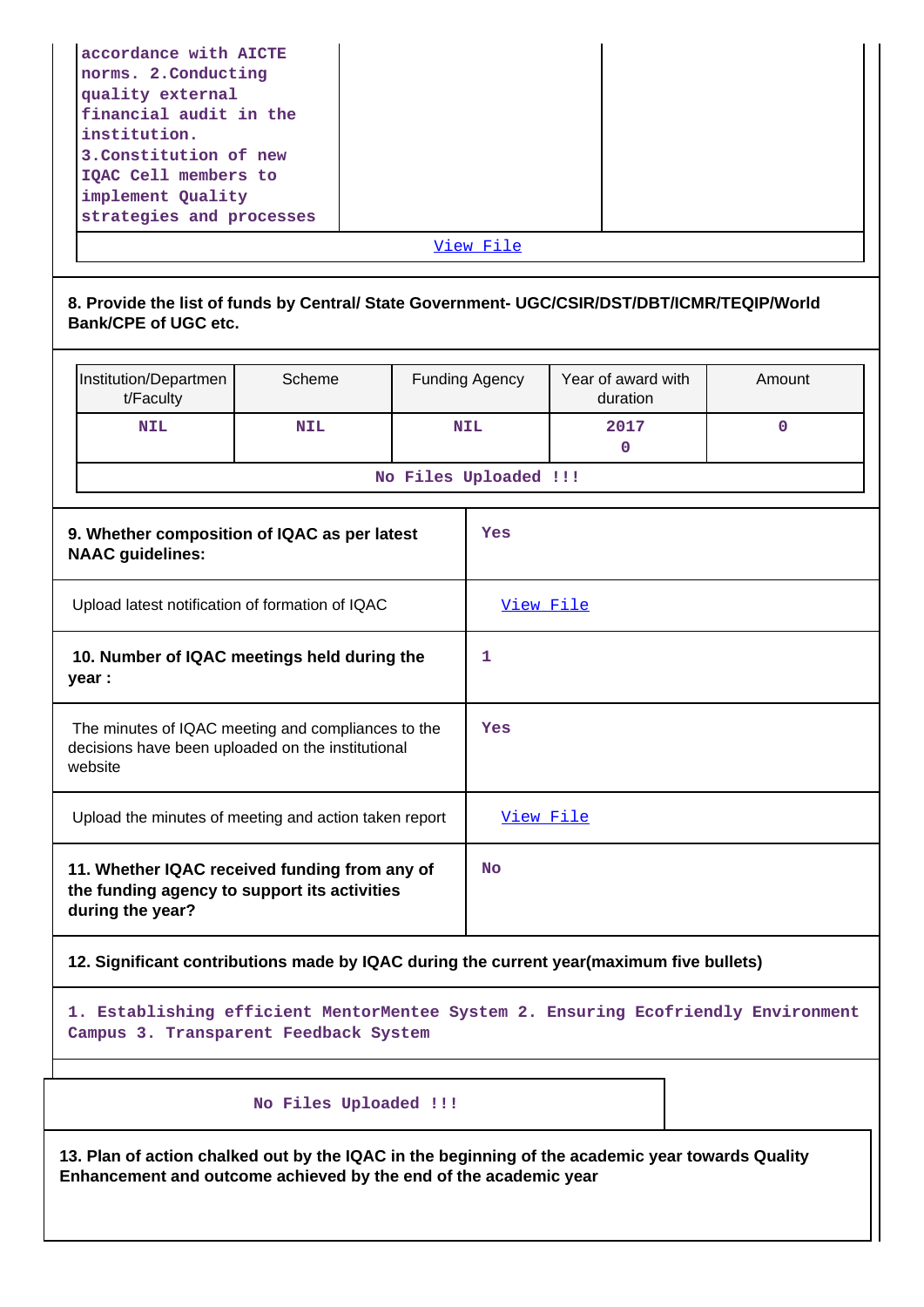| accordance with AICTE norms. 2.Conducting quality external financial audit in the institution. 3.Constitution of new IQAC Cell members to implement Quality strategies and processes | | |
|---|---|---|
| View File | | |

**8. Provide the list of funds by Central/ State Government- UGC/CSIR/DST/DBT/ICMR/TEQIP/World Bank/CPE of UGC etc.**

| Institution/Department/Faculty | Scheme | Funding Agency | Year of award with duration | Amount |
|---|---|---|---|---|
| NIL | NIL | NIL | 2017<br>0 | 0 |
| No Files Uploaded !!! | | | | |

| | |
|---|---|
| **9. Whether composition of IQAC as per latest NAAC guidelines:** | Yes |
| Upload latest notification of formation of IQAC | View File |
| **10. Number of IQAC meetings held during the year :** | 1 |
| The minutes of IQAC meeting and compliances to the decisions have been uploaded on the institutional website | Yes |
| Upload the minutes of meeting and action taken report | View File |
| **11. Whether IQAC received funding from any of the funding agency to support its activities during the year?** | No |

**12. Significant contributions made by IQAC during the current year(maximum five bullets)**

1. Establishing efficient MentorMentee System 2. Ensuring Ecofriendly Environment Campus 3. Transparent Feedback System

No Files Uploaded !!!

**13. Plan of action chalked out by the IQAC in the beginning of the academic year towards Quality Enhancement and outcome achieved by the end of the academic year**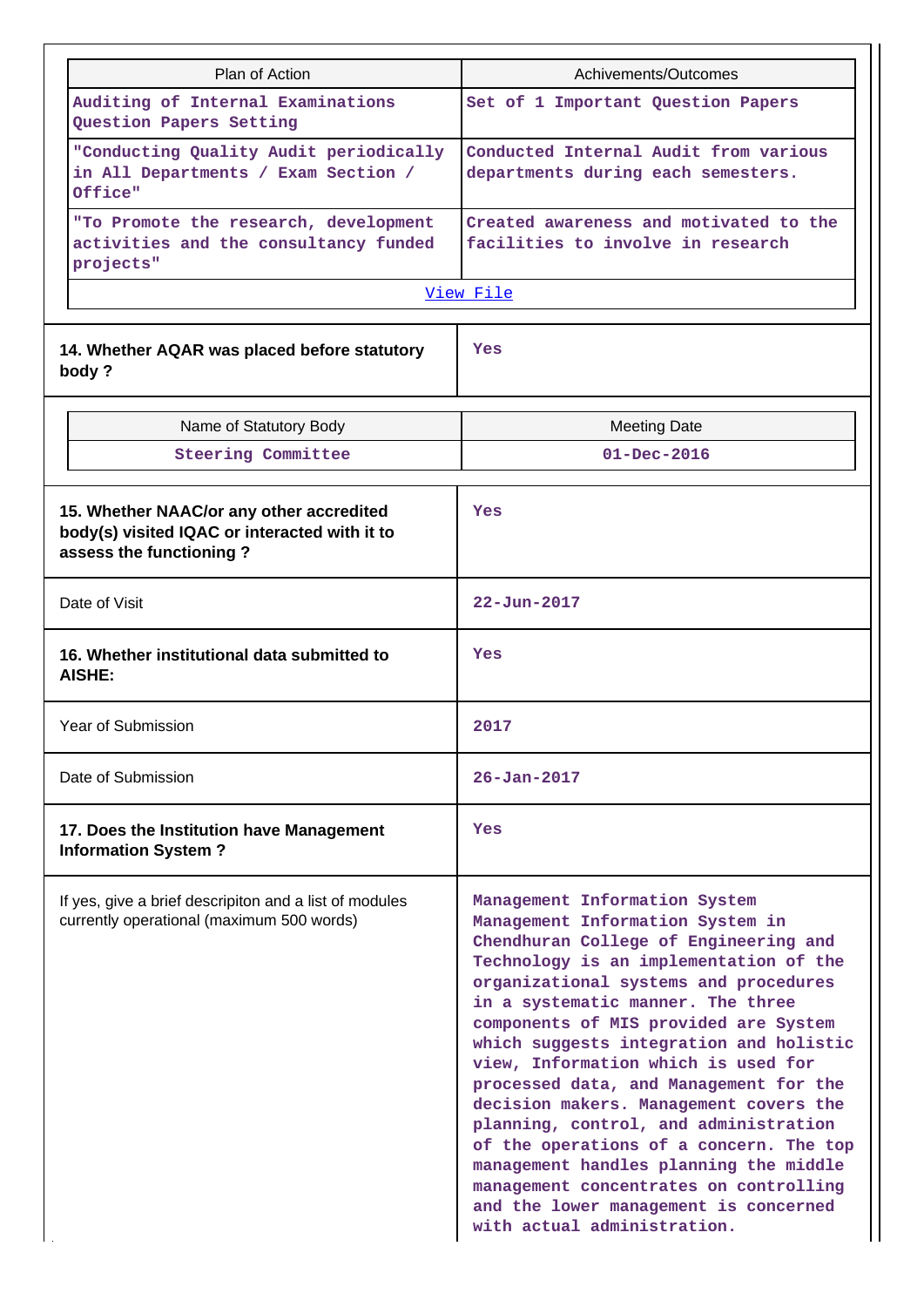| Plan of Action | Achivements/Outcomes |
|---|---|
| Auditing of Internal Examinations Question Papers Setting | Set of 1 Important Question Papers |
| "Conducting Quality Audit periodically in All Departments / Exam Section / Office" | Conducted Internal Audit from various departments during each semesters. |
| "To Promote the research, development activities and the consultancy funded projects" | Created awareness and motivated to the facilities to involve in research |
| View File | |

| | |
|---|---|
| **14. Whether AQAR was placed before statutory body ?** | Yes |

| Name of Statutory Body | Meeting Date |
|---|---|
| Steering Committee | 01-Dec-2016 |

| | |
|---|---|
| **15. Whether NAAC/or any other accredited body(s) visited IQAC or interacted with it to assess the functioning ?** | Yes |
| Date of Visit | 22-Jun-2017 |
| **16. Whether institutional data submitted to AISHE:** | Yes |
| Year of Submission | 2017 |
| Date of Submission | 26-Jan-2017 |
| **17. Does the Institution have Management Information System ?** | Yes |
| If yes, give a brief descripiton and a list of modules currently operational (maximum 500 words) | Management Information System Management Information System in Chendhuran College of Engineering and Technology is an implementation of the organizational systems and procedures in a systematic manner. The three components of MIS provided are System which suggests integration and holistic view, Information which is used for processed data, and Management for the decision makers. Management covers the planning, control, and administration of the operations of a concern. The top management handles planning the middle management concentrates on controlling and the lower management is concerned with actual administration. |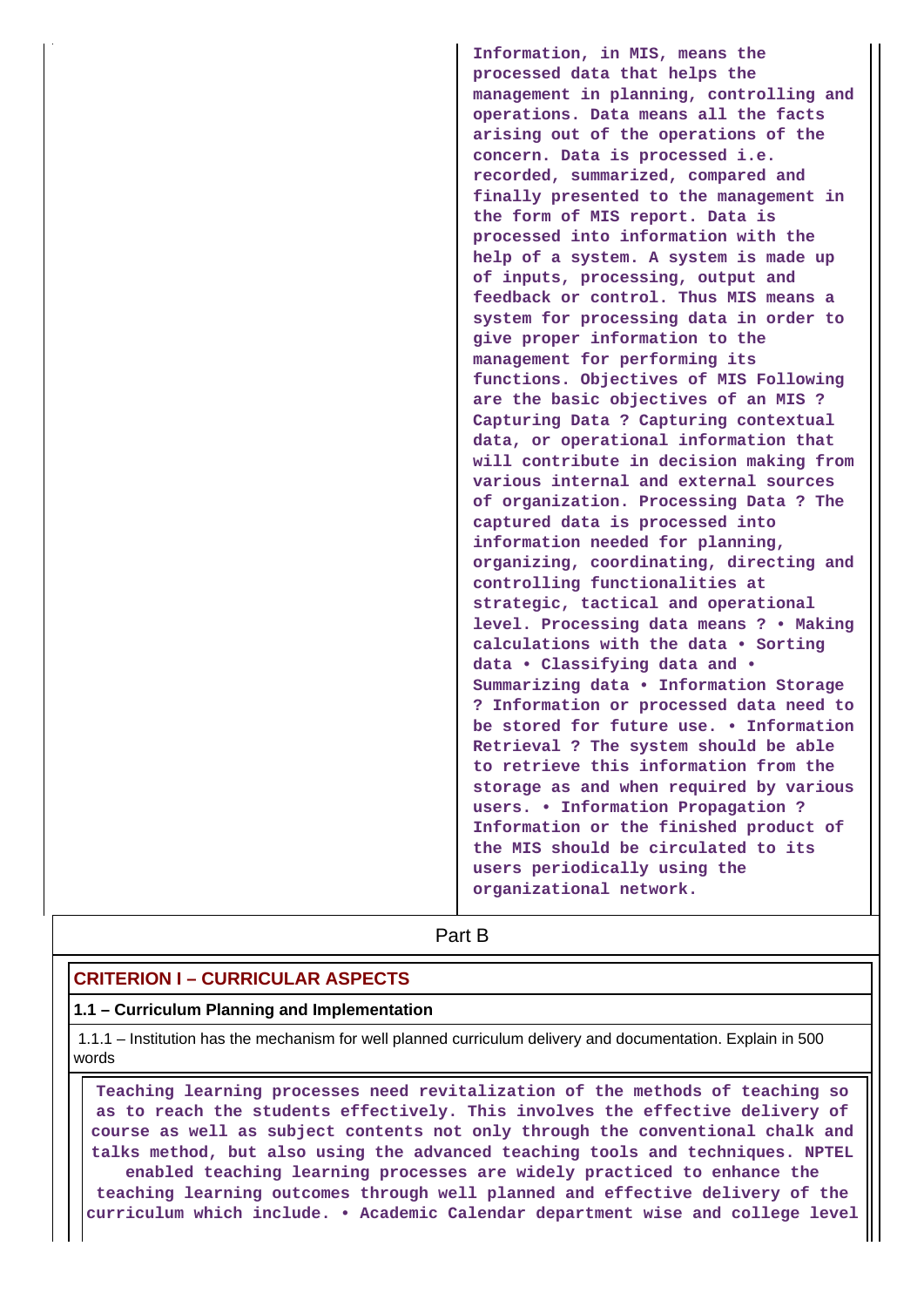| | Information, in MIS, means the processed data that helps the management in planning, controlling and operations. Data means all the facts arising out of the operations of the concern. Data is processed i.e. recorded, summarized, compared and finally presented to the management in the form of MIS report. Data is processed into information with the help of a system. A system is made up of inputs, processing, output and feedback or control. Thus MIS means a system for processing data in order to give proper information to the management for performing its functions. Objectives of MIS Following are the basic objectives of an MIS ? Capturing Data ? Capturing contextual data, or operational information that will contribute in decision making from various internal and external sources of organization. Processing Data ? The captured data is processed into information needed for planning, organizing, coordinating, directing and controlling functionalities at strategic, tactical and operational level. Processing data means ? • Making calculations with the data • Sorting data • Classifying data and • Summarizing data • Information Storage ? Information or processed data need to be stored for future use. • Information Retrieval ? The system should be able to retrieve this information from the storage as and when required by various users. • Information Propagation ? Information or the finished product of the MIS should be circulated to its users periodically using the organizational network. |
|---|---|

## Part B

### CRITERION I – CURRICULAR ASPECTS

#### 1.1 – Curriculum Planning and Implementation

1.1.1 – Institution has the mechanism for well planned curriculum delivery and documentation. Explain in 500 words

Teaching learning processes need revitalization of the methods of teaching so as to reach the students effectively. This involves the effective delivery of course as well as subject contents not only through the conventional chalk and talks method, but also using the advanced teaching tools and techniques. NPTEL enabled teaching learning processes are widely practiced to enhance the teaching learning outcomes through well planned and effective delivery of the curriculum which include. • Academic Calendar department wise and college level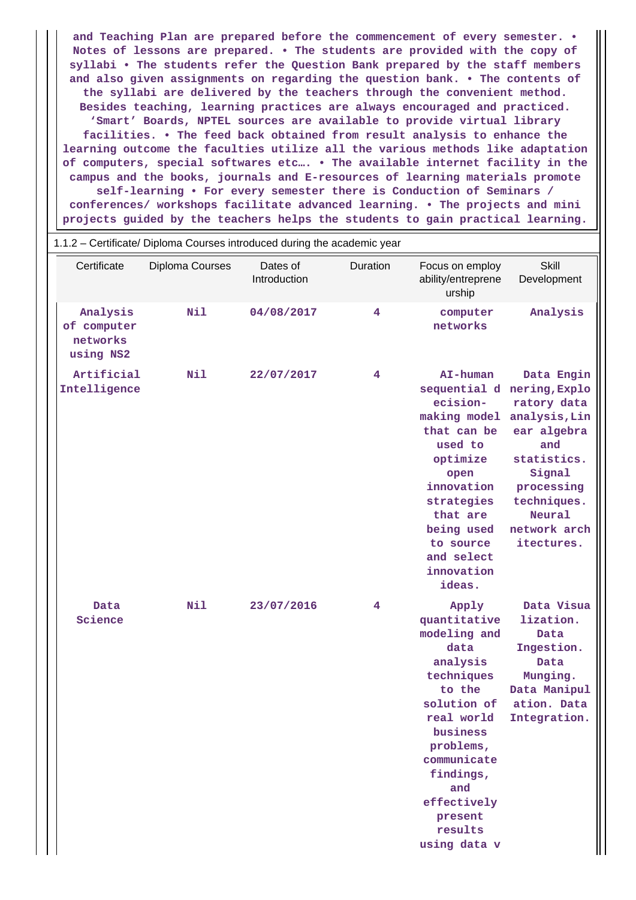and Teaching Plan are prepared before the commencement of every semester. • Notes of lessons are prepared. • The students are provided with the copy of syllabi • The students refer the Question Bank prepared by the staff members and also given assignments on regarding the question bank. • The contents of the syllabi are delivered by the teachers through the convenient method. Besides teaching, learning practices are always encouraged and practiced. 'Smart' Boards, NPTEL sources are available to provide virtual library facilities. • The feed back obtained from result analysis to enhance the learning outcome the faculties utilize all the various methods like adaptation of computers, special softwares etc…. • The available internet facility in the campus and the books, journals and E-resources of learning materials promote self-learning • For every semester there is Conduction of Seminars / conferences/ workshops facilitate advanced learning. • The projects and mini projects guided by the teachers helps the students to gain practical learning.

1.1.2 – Certificate/ Diploma Courses introduced during the academic year

| Certificate | Diploma Courses | Dates of Introduction | Duration | Focus on employ ability/entreprene urship | Skill Development |
|---|---|---|---|---|---|
| Analysis of computer networks using NS2 | Nil | 04/08/2017 | 4 | computer networks | Analysis |
| Artificial Intelligence | Nil | 22/07/2017 | 4 | AI-human sequential decision-making model that can be used to optimize open innovation strategies that are being used to source and select innovation ideas. | Data Engineering,Exploratory data analysis,Linear algebra and statistics. Signal processing techniques. Neural network architectures. |
| Data Science | Nil | 23/07/2016 | 4 | Apply quantitative modeling and data analysis techniques to the solution of real world business problems, communicate findings, and effectively present results using data v | Data Visualization. Data Ingestion. Data Munging. Data Manipulation. Data Integration. |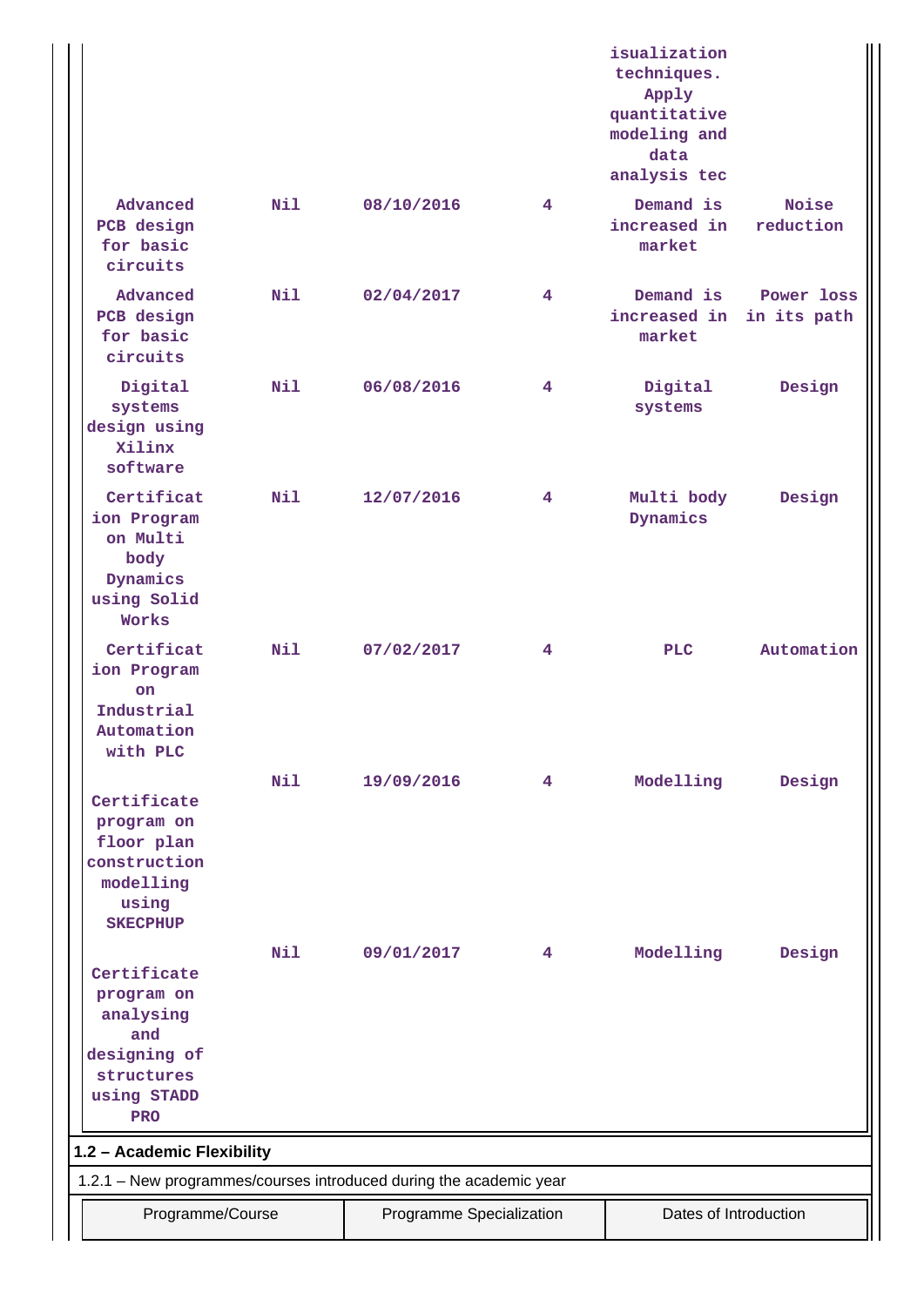|  |  |  |  | isualization techniques. Apply quantitative modeling and data analysis tec |  |
|---|---|---|---|---|---|
| Advanced PCB design for basic circuits | Nil | 08/10/2016 | 4 | Demand is increased in market | Noise reduction |
| Advanced PCB design for basic circuits | Nil | 02/04/2017 | 4 | Demand is increased in market | Power loss in its path |
| Digital systems design using Xilinx software | Nil | 06/08/2016 | 4 | Digital systems | Design |
| Certification Program on Multi body Dynamics using Solid Works | Nil | 12/07/2016 | 4 | Multi body Dynamics | Design |
| Certification Program on Industrial Automation with PLC | Nil | 07/02/2017 | 4 | PLC | Automation |
| Certificate program on floor plan construction modelling using SKECPHUP | Nil | 19/09/2016 | 4 | Modelling | Design |
| Certificate program on analysing and designing of structures using STADD PRO | Nil | 09/01/2017 | 4 | Modelling | Design |

**1.2 – Academic Flexibility**

1.2.1 – New programmes/courses introduced during the academic year

| Programme/Course | Programme Specialization | Dates of Introduction |
|---|---|---|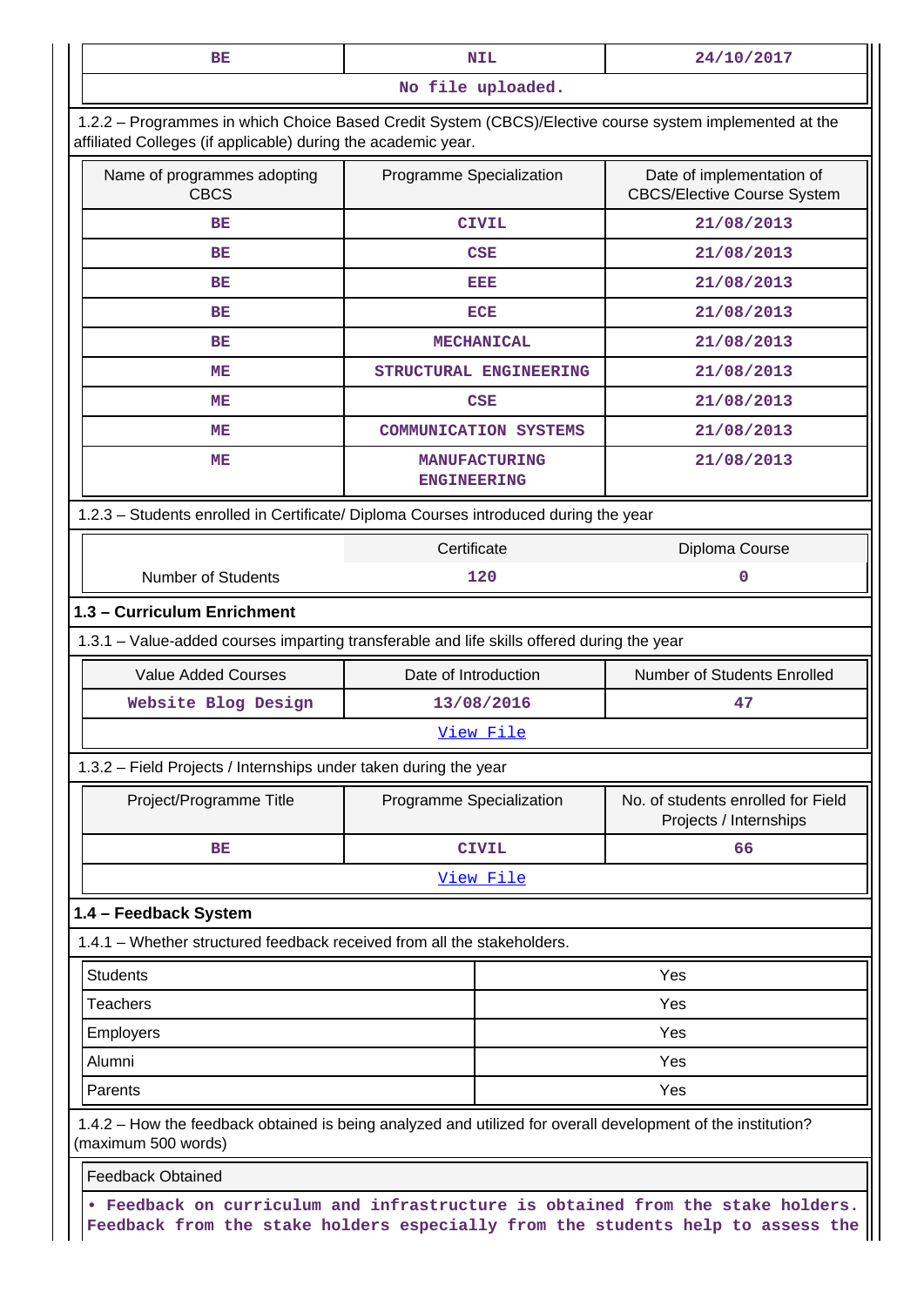| BE | NIL | 24/10/2017 |
|---|---|---|
| No file uploaded. | | |

1.2.2 – Programmes in which Choice Based Credit System (CBCS)/Elective course system implemented at the affiliated Colleges (if applicable) during the academic year.

| Name of programmes adopting CBCS | Programme Specialization | Date of implementation of CBCS/Elective Course System |
|---|---|---|
| BE | CIVIL | 21/08/2013 |
| BE | CSE | 21/08/2013 |
| BE | EEE | 21/08/2013 |
| BE | ECE | 21/08/2013 |
| BE | MECHANICAL | 21/08/2013 |
| ME | STRUCTURAL ENGINEERING | 21/08/2013 |
| ME | CSE | 21/08/2013 |
| ME | COMMUNICATION SYSTEMS | 21/08/2013 |
| ME | MANUFACTURING ENGINEERING | 21/08/2013 |

1.2.3 – Students enrolled in Certificate/ Diploma Courses introduced during the year

| | Certificate | Diploma Course |
|---|---|---|
| Number of Students | 120 | 0 |

### 1.3 – Curriculum Enrichment

1.3.1 – Value-added courses imparting transferable and life skills offered during the year

| Value Added Courses | Date of Introduction | Number of Students Enrolled |
|---|---|---|
| Website Blog Design | 13/08/2016 | 47 |
| View File | | |

1.3.2 – Field Projects / Internships under taken during the year

| Project/Programme Title | Programme Specialization | No. of students enrolled for Field Projects / Internships |
|---|---|---|
| BE | CIVIL | 66 |
| View File | | |

### 1.4 – Feedback System

1.4.1 – Whether structured feedback received from all the stakeholders.

| Students | Yes |
|---|---|
| Teachers | Yes |
| Employers | Yes |
| Alumni | Yes |
| Parents | Yes |

1.4.2 – How the feedback obtained is being analyzed and utilized for overall development of the institution? (maximum 500 words)

Feedback Obtained

• Feedback on curriculum and infrastructure is obtained from the stake holders. Feedback from the stake holders especially from the students help to assess the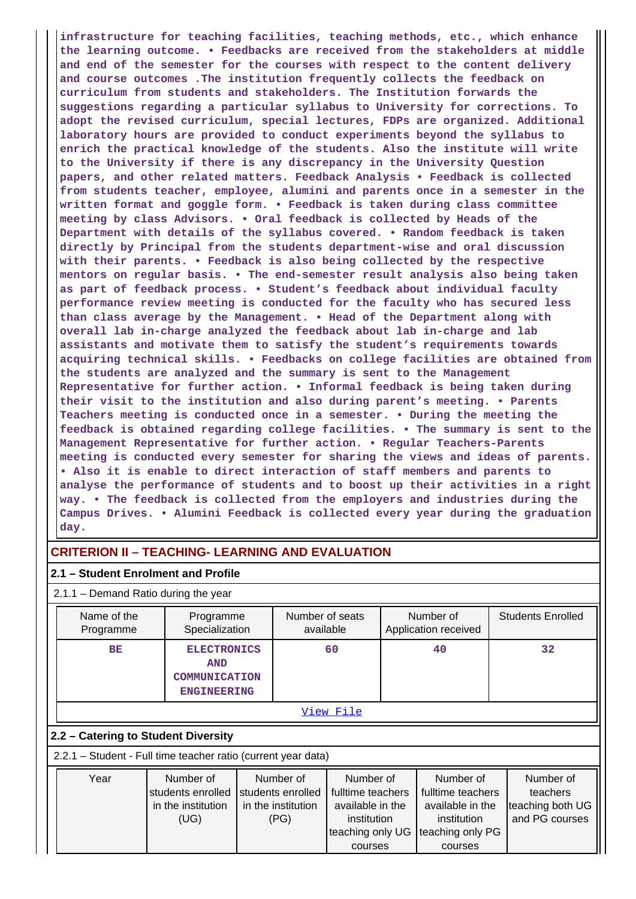**infrastructure for teaching facilities, teaching methods, etc., which enhance the learning outcome. • Feedbacks are received from the stakeholders at middle and end of the semester for the courses with respect to the content delivery and course outcomes .The institution frequently collects the feedback on curriculum from students and stakeholders. The Institution forwards the suggestions regarding a particular syllabus to University for corrections. To adopt the revised curriculum, special lectures, FDPs are organized. Additional laboratory hours are provided to conduct experiments beyond the syllabus to enrich the practical knowledge of the students. Also the institute will write to the University if there is any discrepancy in the University Question papers, and other related matters. Feedback Analysis • Feedback is collected from students teacher, employee, alumini and parents once in a semester in the written format and goggle form. • Feedback is taken during class committee meeting by class Advisors. • Oral feedback is collected by Heads of the Department with details of the syllabus covered. • Random feedback is taken directly by Principal from the students department-wise and oral discussion with their parents. • Feedback is also being collected by the respective mentors on regular basis. • The end-semester result analysis also being taken as part of feedback process. • Student's feedback about individual faculty performance review meeting is conducted for the faculty who has secured less than class average by the Management. • Head of the Department along with overall lab in-charge analyzed the feedback about lab in-charge and lab assistants and motivate them to satisfy the student's requirements towards acquiring technical skills. • Feedbacks on college facilities are obtained from the students are analyzed and the summary is sent to the Management Representative for further action. • Informal feedback is being taken during their visit to the institution and also during parent's meeting. • Parents Teachers meeting is conducted once in a semester. • During the meeting the feedback is obtained regarding college facilities. • The summary is sent to the Management Representative for further action. • Regular Teachers-Parents meeting is conducted every semester for sharing the views and ideas of parents. • Also it is enable to direct interaction of staff members and parents to analyse the performance of students and to boost up their activities in a right way. • The feedback is collected from the employers and industries during the Campus Drives. • Alumini Feedback is collected every year during the graduation day.**

## CRITERION II – TEACHING- LEARNING AND EVALUATION

### 2.1 – Student Enrolment and Profile

2.1.1 – Demand Ratio during the year

| Name of the Programme | Programme Specialization | Number of seats available | Number of Application received | Students Enrolled |
|---|---|---|---|---|
| BE | ELECTRONICS AND COMMUNICATION ENGINEERING | 60 | 40 | 32 |

View File

### 2.2 – Catering to Student Diversity

2.2.1 – Student - Full time teacher ratio (current year data)

| Year | Number of students enrolled in the institution (UG) | Number of students enrolled in the institution (PG) | Number of fulltime teachers available in the institution teaching only UG courses | Number of fulltime teachers available in the institution teaching only PG courses | Number of teachers teaching both UG and PG courses |
|---|---|---|---|---|---|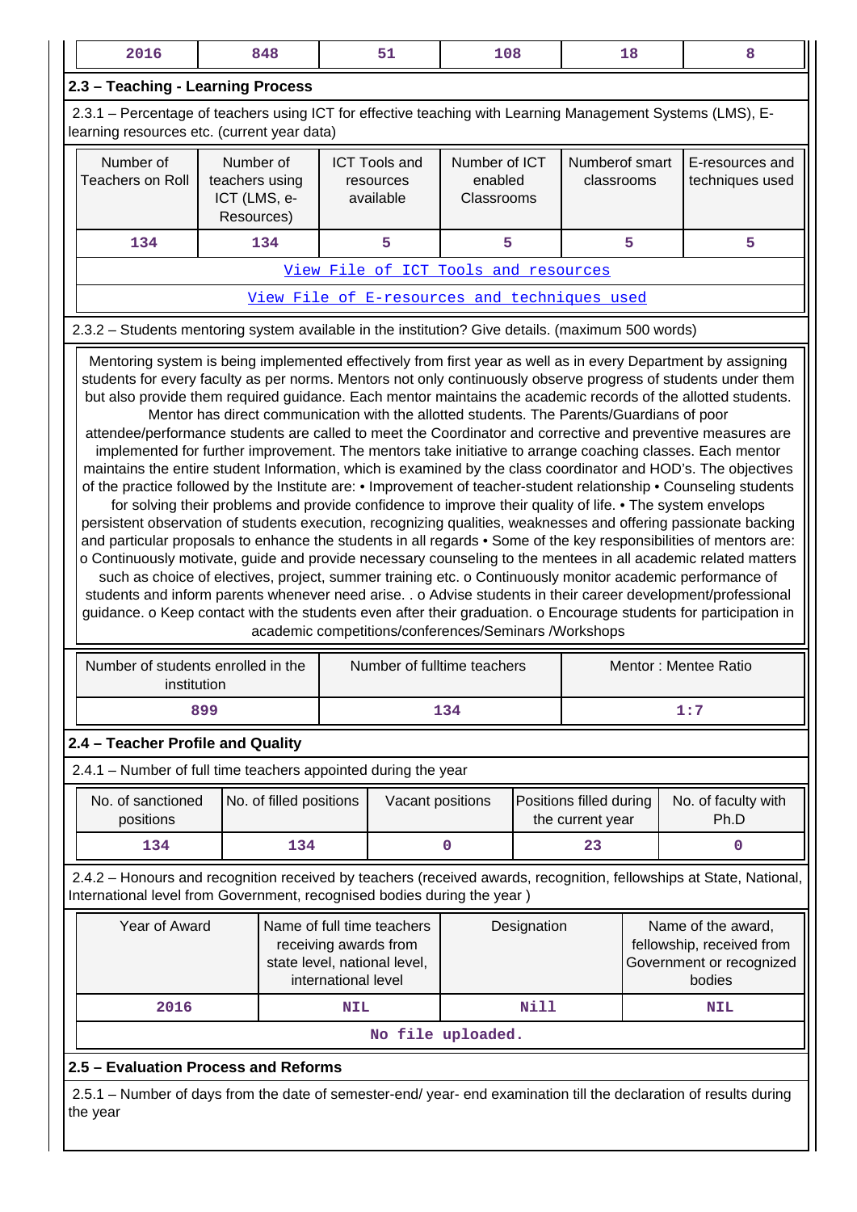| 2016 | 848 | 51 | 108 | 18 | 8 |
|---|---|---|---|---|---|

## 2.3 – Teaching - Learning Process

2.3.1 – Percentage of teachers using ICT for effective teaching with Learning Management Systems (LMS), E-learning resources etc. (current year data)

| Number of Teachers on Roll | Number of teachers using ICT (LMS, e-Resources) | ICT Tools and resources available | Number of ICT enabled Classrooms | Numberof smart classrooms | E-resources and techniques used |
|---|---|---|---|---|---|
| 134 | 134 | 5 | 5 | 5 | 5 |

View File of ICT Tools and resources

View File of E-resources and techniques used

2.3.2 – Students mentoring system available in the institution? Give details. (maximum 500 words)

Mentoring system is being implemented effectively from first year as well as in every Department by assigning students for every faculty as per norms. Mentors not only continuously observe progress of students under them but also provide them required guidance. Each mentor maintains the academic records of the allotted students. Mentor has direct communication with the allotted students. The Parents/Guardians of poor attendee/performance students are called to meet the Coordinator and corrective and preventive measures are implemented for further improvement. The mentors take initiative to arrange coaching classes. Each mentor maintains the entire student Information, which is examined by the class coordinator and HOD's. The objectives of the practice followed by the Institute are: • Improvement of teacher-student relationship • Counseling students for solving their problems and provide confidence to improve their quality of life. • The system envelops persistent observation of students execution, recognizing qualities, weaknesses and offering passionate backing and particular proposals to enhance the students in all regards • Some of the key responsibilities of mentors are: o Continuously motivate, guide and provide necessary counseling to the mentees in all academic related matters such as choice of electives, project, summer training etc. o Continuously monitor academic performance of students and inform parents whenever need arise. . o Advise students in their career development/professional guidance. o Keep contact with the students even after their graduation. o Encourage students for participation in academic competitions/conferences/Seminars /Workshops

| Number of students enrolled in the institution | Number of fulltime teachers | Mentor : Mentee Ratio |
|---|---|---|
| 899 | 134 | 1:7 |

## 2.4 – Teacher Profile and Quality

2.4.1 – Number of full time teachers appointed during the year

| No. of sanctioned positions | No. of filled positions | Vacant positions | Positions filled during the current year | No. of faculty with Ph.D |
|---|---|---|---|---|
| 134 | 134 | 0 | 23 | 0 |

2.4.2 – Honours and recognition received by teachers (received awards, recognition, fellowships at State, National, International level from Government, recognised bodies during the year )

| Year of Award | Name of full time teachers receiving awards from state level, national level, international level | Designation | Name of the award, fellowship, received from Government or recognized bodies |
|---|---|---|---|
| 2016 | NIL | Nill | NIL |

No file uploaded.

## 2.5 – Evaluation Process and Reforms

2.5.1 – Number of days from the date of semester-end/ year- end examination till the declaration of results during the year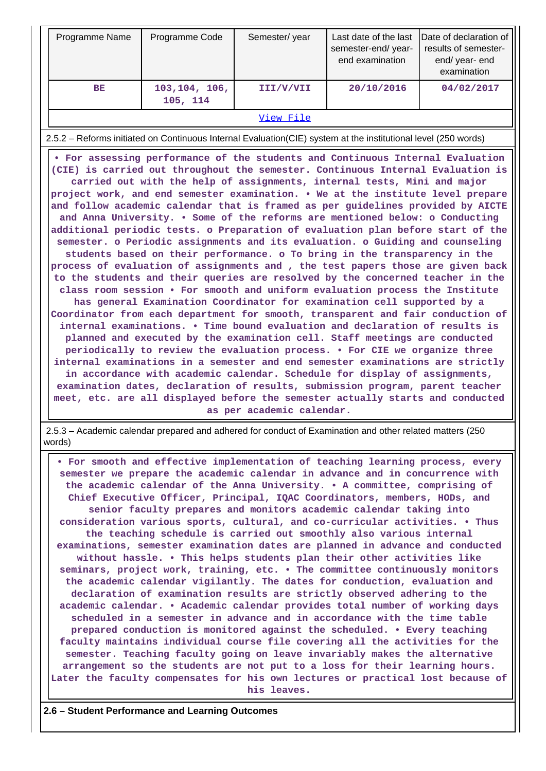| Programme Name | Programme Code | Semester/ year | Last date of the last semester-end/ year-end examination | Date of declaration of results of semester-end/ year- end examination |
|---|---|---|---|---|
| BE | 103,104, 106, 105, 114 | III/V/VII | 20/10/2016 | 04/02/2017 |

View File

2.5.2 – Reforms initiated on Continuous Internal Evaluation(CIE) system at the institutional level (250 words)

• For assessing performance of the students and Continuous Internal Evaluation (CIE) is carried out throughout the semester. Continuous Internal Evaluation is carried out with the help of assignments, internal tests, Mini and major project work, and end semester examination. • We at the institute level prepare and follow academic calendar that is framed as per guidelines provided by AICTE and Anna University. • Some of the reforms are mentioned below: o Conducting additional periodic tests. o Preparation of evaluation plan before start of the semester. o Periodic assignments and its evaluation. o Guiding and counseling students based on their performance. o To bring in the transparency in the process of evaluation of assignments and , the test papers those are given back to the students and their queries are resolved by the concerned teacher in the class room session • For smooth and uniform evaluation process the Institute has general Examination Coordinator for examination cell supported by a Coordinator from each department for smooth, transparent and fair conduction of internal examinations. • Time bound evaluation and declaration of results is planned and executed by the examination cell. Staff meetings are conducted periodically to review the evaluation process. • For CIE we organize three internal examinations in a semester and end semester examinations are strictly in accordance with academic calendar. Schedule for display of assignments, examination dates, declaration of results, submission program, parent teacher meet, etc. are all displayed before the semester actually starts and conducted as per academic calendar.

2.5.3 – Academic calendar prepared and adhered for conduct of Examination and other related matters (250 words)

• For smooth and effective implementation of teaching learning process, every semester we prepare the academic calendar in advance and in concurrence with the academic calendar of the Anna University. • A committee, comprising of Chief Executive Officer, Principal, IQAC Coordinators, members, HODs, and senior faculty prepares and monitors academic calendar taking into consideration various sports, cultural, and co-curricular activities. • Thus the teaching schedule is carried out smoothly also various internal examinations, semester examination dates are planned in advance and conducted without hassle. • This helps students plan their other activities like seminars, project work, training, etc. • The committee continuously monitors the academic calendar vigilantly. The dates for conduction, evaluation and declaration of examination results are strictly observed adhering to the academic calendar. • Academic calendar provides total number of working days scheduled in a semester in advance and in accordance with the time table prepared conduction is monitored against the scheduled. • Every teaching faculty maintains individual course file covering all the activities for the semester. Teaching faculty going on leave invariably makes the alternative arrangement so the students are not put to a loss for their learning hours. Later the faculty compensates for his own lectures or practical lost because of his leaves.

**2.6 – Student Performance and Learning Outcomes**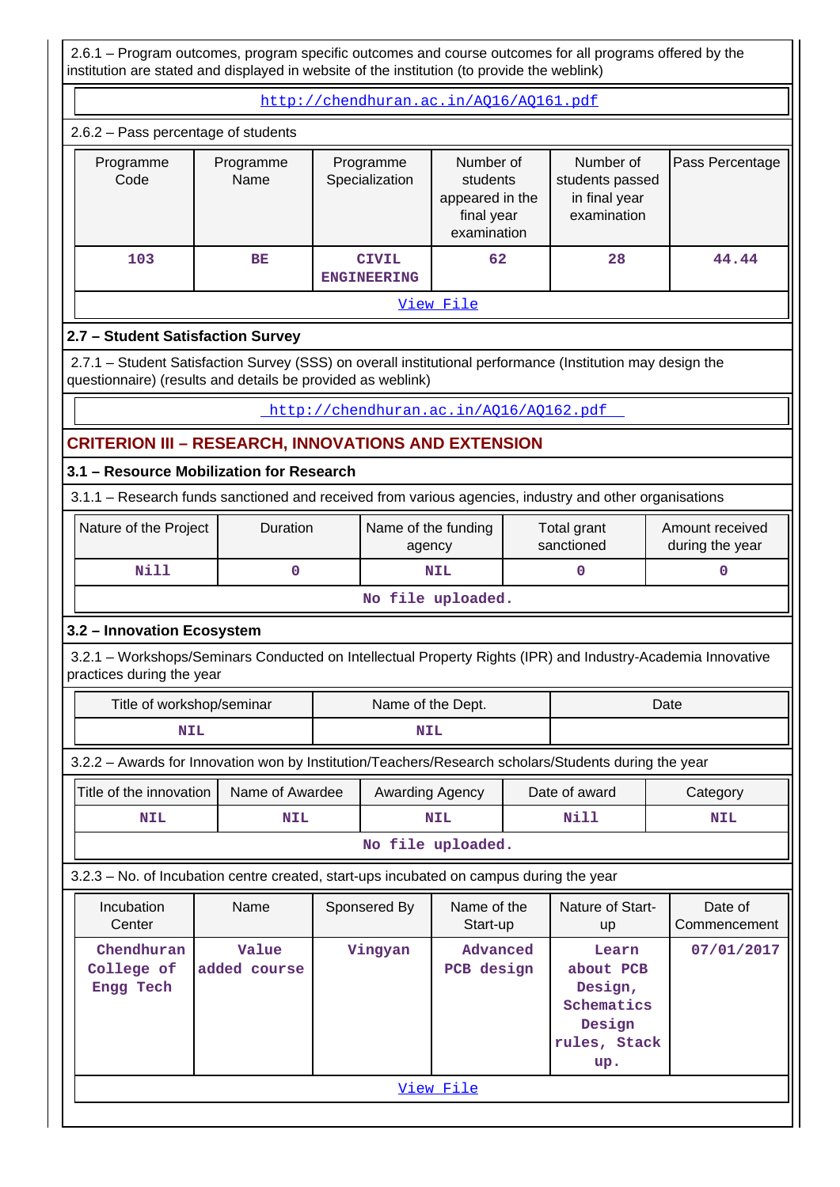2.6.1 – Program outcomes, program specific outcomes and course outcomes for all programs offered by the institution are stated and displayed in website of the institution (to provide the weblink)

http://chendhuran.ac.in/AQ16/AQ161.pdf

2.6.2 – Pass percentage of students

| Programme Code | Programme Name | Programme Specialization | Number of students appeared in the final year examination | Number of students passed in final year examination | Pass Percentage |
|---|---|---|---|---|---|
| 103 | BE | CIVIL ENGINEERING | 62 | 28 | 44.44 |

View File

### 2.7 – Student Satisfaction Survey

2.7.1 – Student Satisfaction Survey (SSS) on overall institutional performance (Institution may design the questionnaire) (results and details be provided as weblink)

http://chendhuran.ac.in/AQ16/AQ162.pdf

## CRITERION III – RESEARCH, INNOVATIONS AND EXTENSION

### 3.1 – Resource Mobilization for Research

3.1.1 – Research funds sanctioned and received from various agencies, industry and other organisations

| Nature of the Project | Duration | Name of the funding agency | Total grant sanctioned | Amount received during the year |
|---|---|---|---|---|
| Nill | 0 | NIL | 0 | 0 |

No file uploaded.

### 3.2 – Innovation Ecosystem

3.2.1 – Workshops/Seminars Conducted on Intellectual Property Rights (IPR) and Industry-Academia Innovative practices during the year

| Title of workshop/seminar | Name of the Dept. | Date |
|---|---|---|
| NIL | NIL | |

3.2.2 – Awards for Innovation won by Institution/Teachers/Research scholars/Students during the year

| Title of the innovation | Name of Awardee | Awarding Agency | Date of award | Category |
|---|---|---|---|---|
| NIL | NIL | NIL | Nill | NIL |

No file uploaded.

3.2.3 – No. of Incubation centre created, start-ups incubated on campus during the year

| Incubation Center | Name | Sponsered By | Name of the Start-up | Nature of Start-up | Date of Commencement |
|---|---|---|---|---|---|
| Chendhuran College of Engg Tech | Value added course | Vingyan | Advanced PCB design | Learn about PCB Design, Schematics Design rules, Stack up. | 07/01/2017 |

View File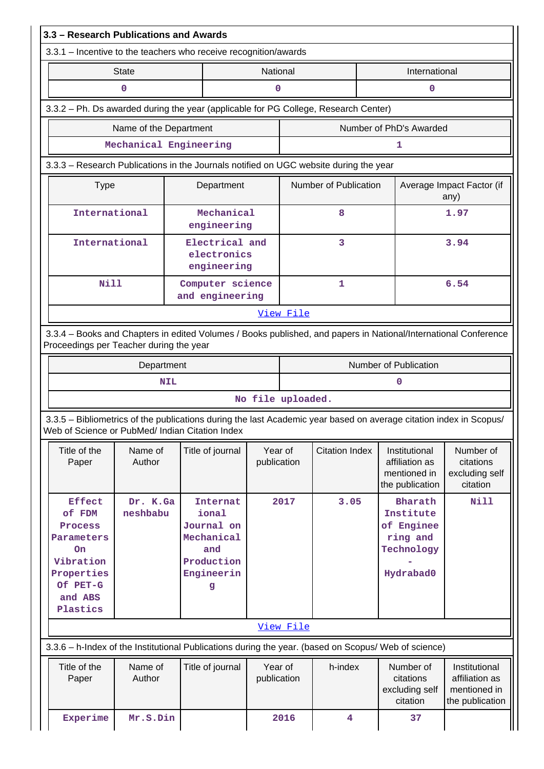## 3.3 – Research Publications and Awards

3.3.1 – Incentive to the teachers who receive recognition/awards

| State | National | International |
|---|---|---|
| 0 | 0 | 0 |

3.3.2 – Ph. Ds awarded during the year (applicable for PG College, Research Center)

| Name of the Department | Number of PhD's Awarded |
|---|---|
| Mechanical Engineering | 1 |

3.3.3 – Research Publications in the Journals notified on UGC website during the year

| Type | Department | Number of Publication | Average Impact Factor (if any) |
|---|---|---|---|
| International | Mechanical engineering | 8 | 1.97 |
| International | Electrical and electronics engineering | 3 | 3.94 |
| Nill | Computer science and engineering | 1 | 6.54 |

View File

3.3.4 – Books and Chapters in edited Volumes / Books published, and papers in National/International Conference Proceedings per Teacher during the year

| Department | Number of Publication |
|---|---|
| NIL | 0 |

No file uploaded.

3.3.5 – Bibliometrics of the publications during the last Academic year based on average citation index in Scopus/ Web of Science or PubMed/ Indian Citation Index

| Title of the Paper | Name of Author | Title of journal | Year of publication | Citation Index | Institutional affiliation as mentioned in the publication | Number of citations excluding self citation |
|---|---|---|---|---|---|---|
| Effect of FDM Process Parameters On Vibration Properties Of PET-G and ABS Plastics | Dr. K.Ganeshbabu | International Journal on Mechanical and Production Engineering | 2017 | 3.05 | Bharath Institute of Engineering and Technology - Hydrabad0 | Nill |

View File

3.3.6 – h-Index of the Institutional Publications during the year. (based on Scopus/ Web of science)

| Title of the Paper | Name of Author | Title of journal | Year of publication | h-index | Number of citations excluding self citation | Institutional affiliation as mentioned in the publication |
|---|---|---|---|---|---|---|
| Experime | Mr.S.Din | | 2016 | 4 | 37 | |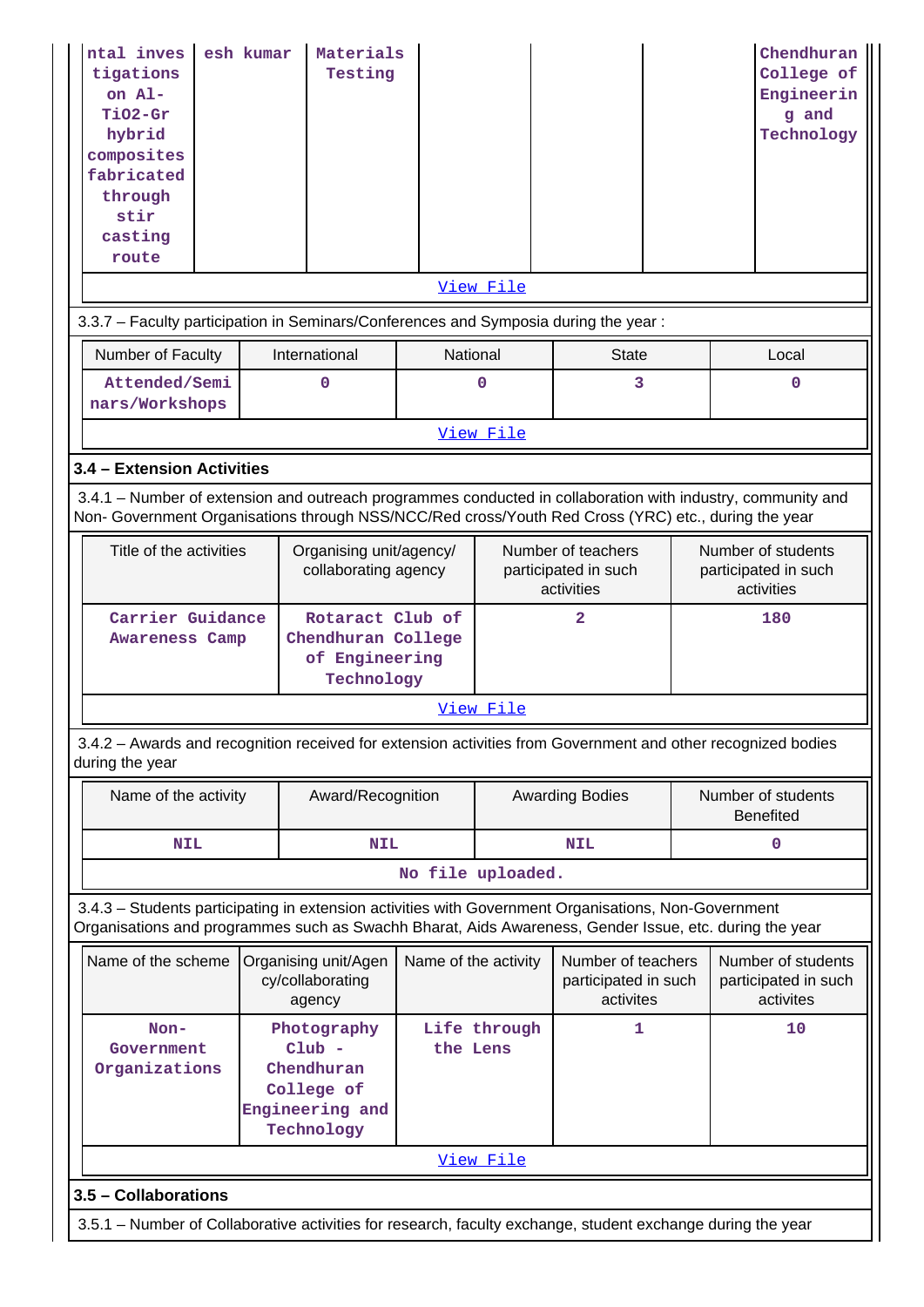| ntal investigations on Al-TiO2-Gr hybrid composites fabricated through stir casting route | esh kumar | Materials Testing | | | | Chendhuran College of Engineering and Technology |
|---|---|---|---|---|---|---|
| [View File](#) | | | | | | |

3.3.7 – Faculty participation in Seminars/Conferences and Symposia during the year :

| Number of Faculty | International | National | State | Local |
|---|---|---|---|---|
| Attended/Seminars/Workshops | 0 | 0 | 3 | 0 |
| [View File](#) | | | | |

### 3.4 – Extension Activities

3.4.1 – Number of extension and outreach programmes conducted in collaboration with industry, community and Non- Government Organisations through NSS/NCC/Red cross/Youth Red Cross (YRC) etc., during the year

| Title of the activities | Organising unit/agency/ collaborating agency | Number of teachers participated in such activities | Number of students participated in such activities |
|---|---|---|---|
| Carrier Guidance Awareness Camp | Rotaract Club of Chendhuran College of Engineering Technology | 2 | 180 |
| [View File](#) | | | |

3.4.2 – Awards and recognition received for extension activities from Government and other recognized bodies during the year

| Name of the activity | Award/Recognition | Awarding Bodies | Number of students Benefited |
|---|---|---|---|
| NIL | NIL | NIL | 0 |
| No file uploaded. | | | |

3.4.3 – Students participating in extension activities with Government Organisations, Non-Government Organisations and programmes such as Swachh Bharat, Aids Awareness, Gender Issue, etc. during the year

| Name of the scheme | Organising unit/Agency/collaborating agency | Name of the activity | Number of teachers participated in such activites | Number of students participated in such activites |
|---|---|---|---|---|
| Non-Government Organizations | Photography Club - Chendhuran College of Engineering and Technology | Life through the Lens | 1 | 10 |
| [View File](#) | | | | |

### 3.5 – Collaborations

3.5.1 – Number of Collaborative activities for research, faculty exchange, student exchange during the year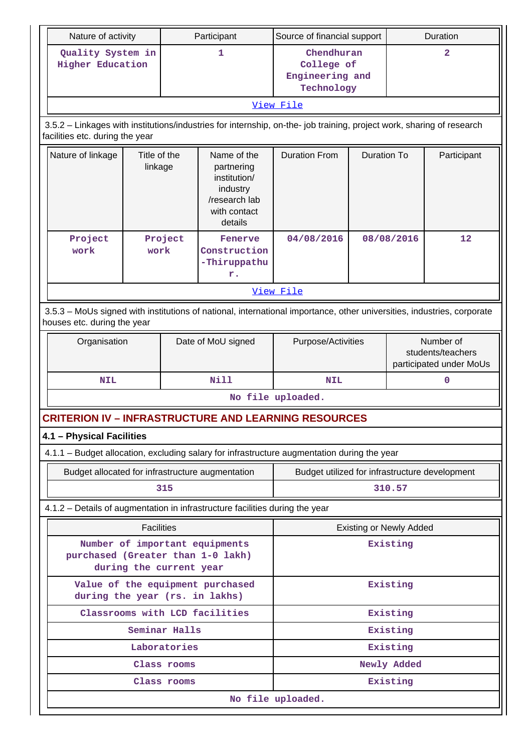| Nature of activity | Participant | Source of financial support | Duration |
|---|---|---|---|
| Quality System in Higher Education | 1 | Chendhuran College of Engineering and Technology | 2 |
| View File | | | |

3.5.2 – Linkages with institutions/industries for internship, on-the- job training, project work, sharing of research facilities etc. during the year

| Nature of linkage | Title of the linkage | Name of the partnering institution/ industry /research lab with contact details | Duration From | Duration To | Participant |
|---|---|---|---|---|---|
| Project work | Project work | Fenerve Construction -Thiruppathur. | 04/08/2016 | 08/08/2016 | 12 |
| View File | | | | | |

3.5.3 – MoUs signed with institutions of national, international importance, other universities, industries, corporate houses etc. during the year

| Organisation | Date of MoU signed | Purpose/Activities | Number of students/teachers participated under MoUs |
|---|---|---|---|
| NIL | Nill | NIL | 0 |
| No file uploaded. | | | |

## CRITERION IV – INFRASTRUCTURE AND LEARNING RESOURCES

### 4.1 – Physical Facilities

4.1.1 – Budget allocation, excluding salary for infrastructure augmentation during the year

| Budget allocated for infrastructure augmentation | Budget utilized for infrastructure development |
|---|---|
| 315 | 310.57 |

4.1.2 – Details of augmentation in infrastructure facilities during the year

| Facilities | Existing or Newly Added |
|---|---|
| Number of important equipments purchased (Greater than 1-0 lakh) during the current year | Existing |
| Value of the equipment purchased during the year (rs. in lakhs) | Existing |
| Classrooms with LCD facilities | Existing |
| Seminar Halls | Existing |
| Laboratories | Existing |
| Class rooms | Newly Added |
| Class rooms | Existing |
| No file uploaded. | |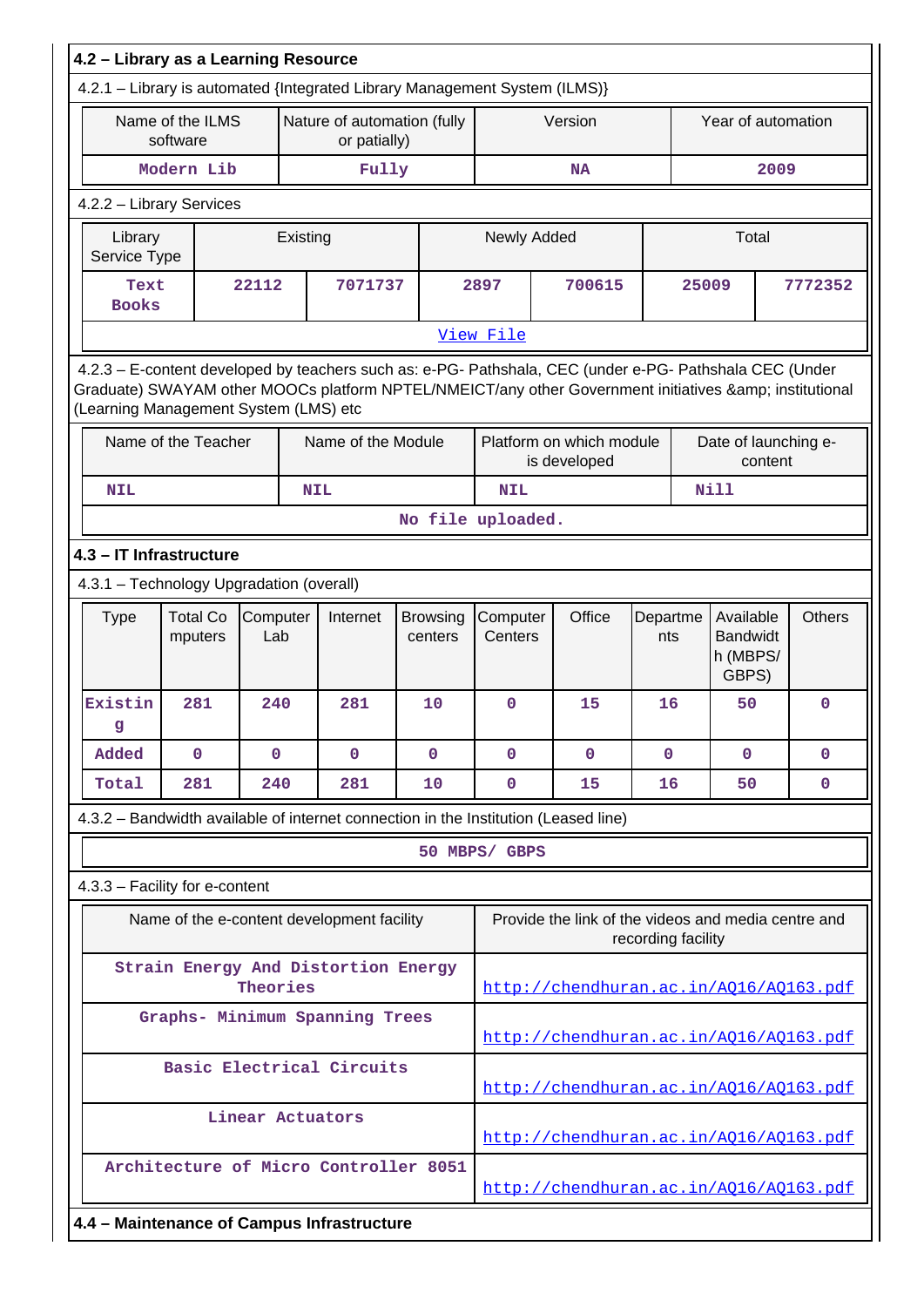## 4.2 – Library as a Learning Resource

4.2.1 – Library is automated {Integrated Library Management System (ILMS)}

| Name of the ILMS software | Nature of automation (fully or patially) | Version | Year of automation |
|---|---|---|---|
| Modern Lib | Fully | NA | 2009 |

4.2.2 – Library Services

| Library Service Type | Existing | | Newly Added | | Total | |
|---|---|---|---|---|---|---|
| Text Books | 22112 | 7071737 | 2897 | 700615 | 25009 | 7772352 |

View File

4.2.3 – E-content developed by teachers such as: e-PG- Pathshala, CEC (under e-PG- Pathshala CEC (Under Graduate) SWAYAM other MOOCs platform NPTEL/NMEICT/any other Government initiatives &amp; institutional (Learning Management System (LMS) etc

| Name of the Teacher | Name of the Module | Platform on which module is developed | Date of launching e-content |
|---|---|---|---|
| NIL | NIL | NIL | Nill |

No file uploaded.

## 4.3 – IT Infrastructure

4.3.1 – Technology Upgradation (overall)

| Type | Total Computers | Computer Lab | Internet | Browsing centers | Computer Centers | Office | Departments | Available Bandwidth (MBPS/ GBPS) | Others |
|---|---|---|---|---|---|---|---|---|---|
| Existing | 281 | 240 | 281 | 10 | 0 | 15 | 16 | 50 | 0 |
| Added | 0 | 0 | 0 | 0 | 0 | 0 | 0 | 0 | 0 |
| Total | 281 | 240 | 281 | 10 | 0 | 15 | 16 | 50 | 0 |

4.3.2 – Bandwidth available of internet connection in the Institution (Leased line)

50 MBPS/ GBPS

4.3.3 – Facility for e-content

| Name of the e-content development facility | Provide the link of the videos and media centre and recording facility |
|---|---|
| Strain Energy And Distortion Energy Theories | http://chendhuran.ac.in/AQ16/AQ163.pdf |
| Graphs- Minimum Spanning Trees | http://chendhuran.ac.in/AQ16/AQ163.pdf |
| Basic Electrical Circuits | http://chendhuran.ac.in/AQ16/AQ163.pdf |
| Linear Actuators | http://chendhuran.ac.in/AQ16/AQ163.pdf |
| Architecture of Micro Controller 8051 | http://chendhuran.ac.in/AQ16/AQ163.pdf |

## 4.4 – Maintenance of Campus Infrastructure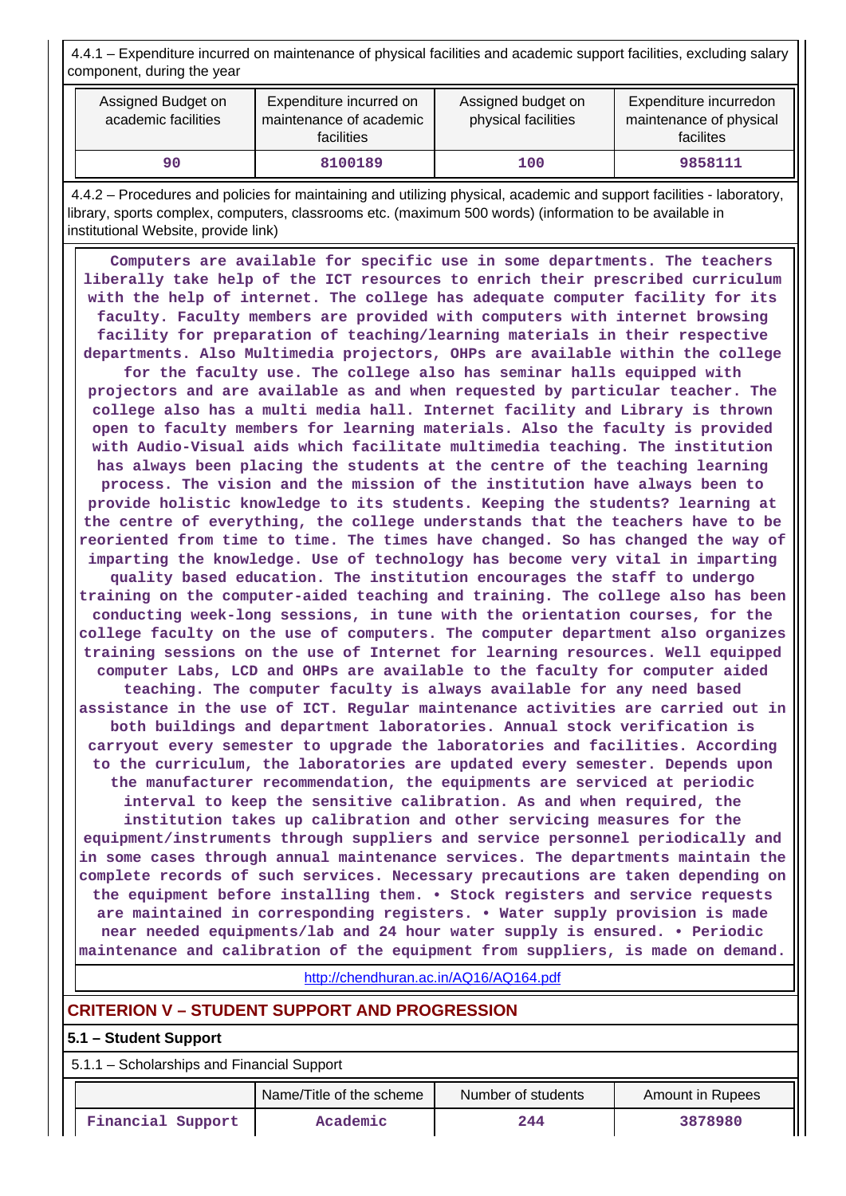4.4.1 – Expenditure incurred on maintenance of physical facilities and academic support facilities, excluding salary component, during the year

| Assigned Budget on academic facilities | Expenditure incurred on maintenance of academic facilities | Assigned budget on physical facilities | Expenditure incurredon maintenance of physical facilites |
|---|---|---|---|
| 90 | 8100189 | 100 | 9858111 |

4.4.2 – Procedures and policies for maintaining and utilizing physical, academic and support facilities - laboratory, library, sports complex, computers, classrooms etc. (maximum 500 words) (information to be available in institutional Website, provide link)

Computers are available for specific use in some departments. The teachers liberally take help of the ICT resources to enrich their prescribed curriculum with the help of internet. The college has adequate computer facility for its faculty. Faculty members are provided with computers with internet browsing facility for preparation of teaching/learning materials in their respective departments. Also Multimedia projectors, OHPs are available within the college for the faculty use. The college also has seminar halls equipped with projectors and are available as and when requested by particular teacher. The college also has a multi media hall. Internet facility and Library is thrown open to faculty members for learning materials. Also the faculty is provided with Audio-Visual aids which facilitate multimedia teaching. The institution has always been placing the students at the centre of the teaching learning process. The vision and the mission of the institution have always been to provide holistic knowledge to its students. Keeping the students? learning at the centre of everything, the college understands that the teachers have to be reoriented from time to time. The times have changed. So has changed the way of imparting the knowledge. Use of technology has become very vital in imparting quality based education. The institution encourages the staff to undergo training on the computer-aided teaching and training. The college also has been conducting week-long sessions, in tune with the orientation courses, for the college faculty on the use of computers. The computer department also organizes training sessions on the use of Internet for learning resources. Well equipped computer Labs, LCD and OHPs are available to the faculty for computer aided teaching. The computer faculty is always available for any need based assistance in the use of ICT. Regular maintenance activities are carried out in both buildings and department laboratories. Annual stock verification is carryout every semester to upgrade the laboratories and facilities. According to the curriculum, the laboratories are updated every semester. Depends upon the manufacturer recommendation, the equipments are serviced at periodic interval to keep the sensitive calibration. As and when required, the institution takes up calibration and other servicing measures for the equipment/instruments through suppliers and service personnel periodically and in some cases through annual maintenance services. The departments maintain the complete records of such services. Necessary precautions are taken depending on the equipment before installing them. • Stock registers and service requests are maintained in corresponding registers. • Water supply provision is made near needed equipments/lab and 24 hour water supply is ensured. • Periodic maintenance and calibration of the equipment from suppliers, is made on demand.

http://chendhuran.ac.in/AQ16/AQ164.pdf

## CRITERION V – STUDENT SUPPORT AND PROGRESSION

### 5.1 – Student Support

5.1.1 – Scholarships and Financial Support

| | Name/Title of the scheme | Number of students | Amount in Rupees |
|---|---|---|---|
| Financial Support | Academic | 244 | 3878980 |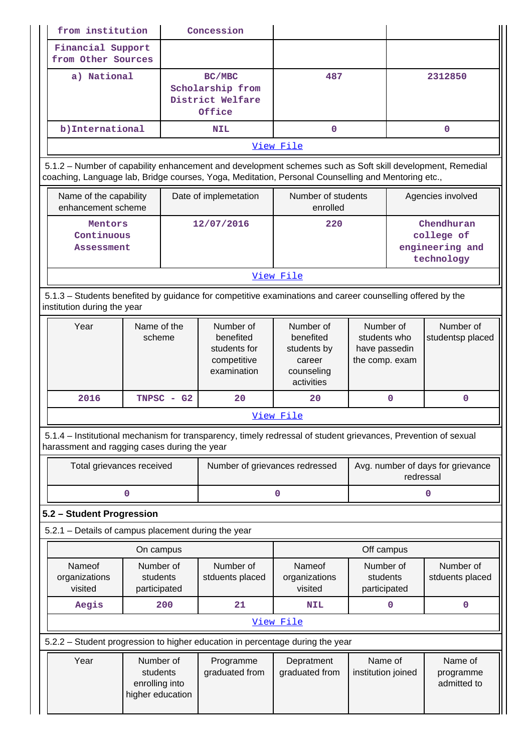| from institution | Concession | | |
|---|---|---|---|
| Financial Support from Other Sources | | | |
| a) National | BC/MBC Scholarship from District Welfare Office | 487 | 2312850 |
| b)International | NIL | 0 | 0 |
| View File | | | |

5.1.2 – Number of capability enhancement and development schemes such as Soft skill development, Remedial coaching, Language lab, Bridge courses, Yoga, Meditation, Personal Counselling and Mentoring etc.,

| Name of the capability enhancement scheme | Date of implemetation | Number of students enrolled | Agencies involved |
|---|---|---|---|
| Mentors Continuous Assessment | 12/07/2016 | 220 | Chendhuran college of engineering and technology |
| View File | | | |

5.1.3 – Students benefited by guidance for competitive examinations and career counselling offered by the institution during the year

| Year | Name of the scheme | Number of benefited students for competitive examination | Number of benefited students by career counseling activities | Number of students who have passedin the comp. exam | Number of studentsp placed |
|---|---|---|---|---|---|
| 2016 | TNPSC - G2 | 20 | 20 | 0 | 0 |
| View File | | | | | |

5.1.4 – Institutional mechanism for transparency, timely redressal of student grievances, Prevention of sexual harassment and ragging cases during the year

| Total grievances received | Number of grievances redressed | Avg. number of days for grievance redressal |
|---|---|---|
| 0 | 0 | 0 |

**5.2 – Student Progression**

5.2.1 – Details of campus placement during the year

| On campus | | | Off campus | | |
|---|---|---|---|---|---|
| Nameof organizations visited | Number of students participated | Number of stduents placed | Nameof organizations visited | Number of students participated | Number of stduents placed |
| Aegis | 200 | 21 | NIL | 0 | 0 |
| View File | | | | | |

5.2.2 – Student progression to higher education in percentage during the year

| Year | Number of students enrolling into higher education | Programme graduated from | Depratment graduated from | Name of institution joined | Name of programme admitted to |
|---|---|---|---|---|---|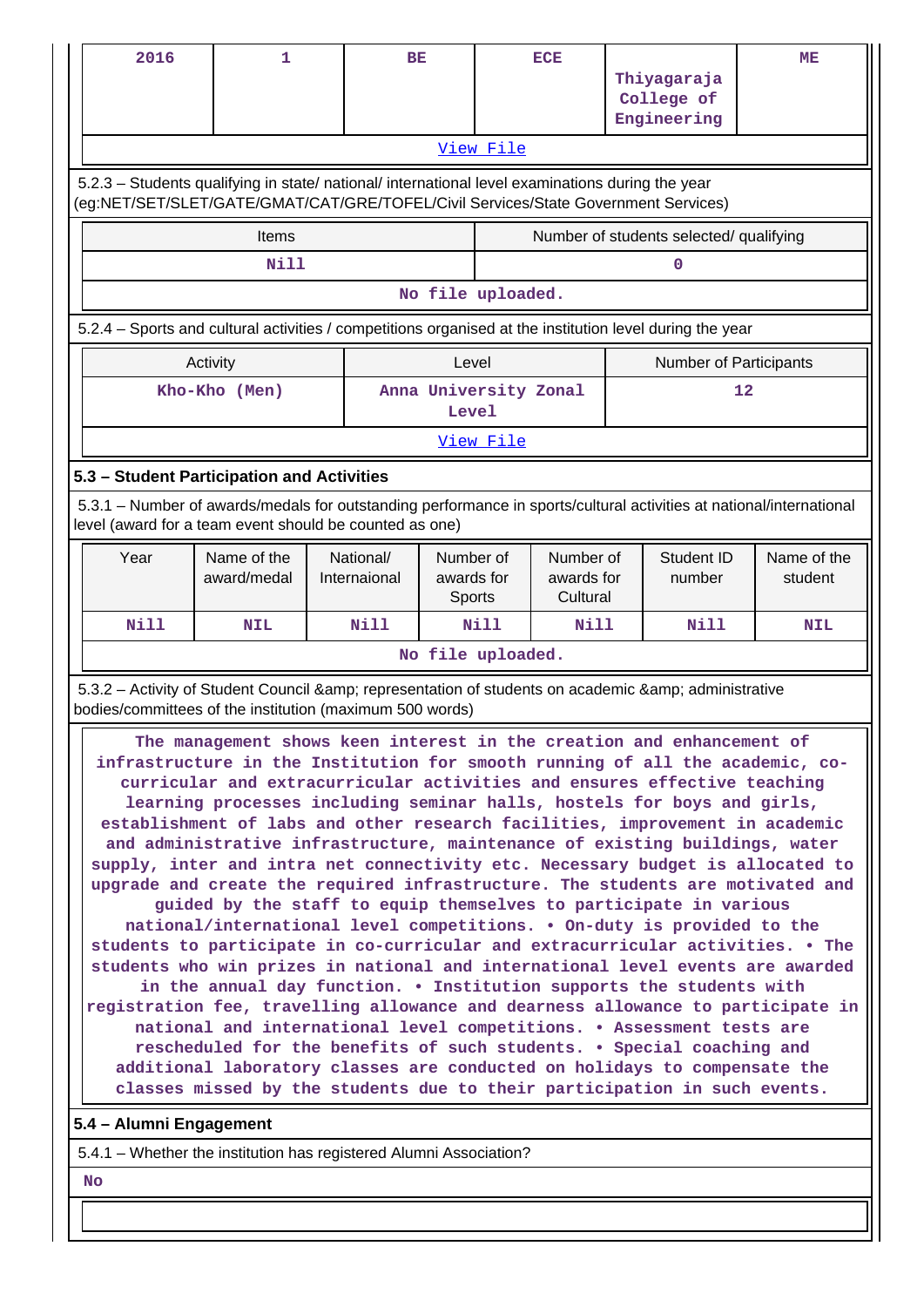| 2016 | 1 | BE | ECE | Thiyagaraja College of Engineering | ME |
|---|---|---|---|---|---|

View File

5.2.3 – Students qualifying in state/ national/ international level examinations during the year (eg:NET/SET/SLET/GATE/GMAT/CAT/GRE/TOFEL/Civil Services/State Government Services)

| Items | Number of students selected/ qualifying |
|---|---|
| Nill | 0 |

No file uploaded.

5.2.4 – Sports and cultural activities / competitions organised at the institution level during the year

| Activity | Level | Number of Participants |
|---|---|---|
| Kho-Kho (Men) | Anna University Zonal Level | 12 |

View File

## 5.3 – Student Participation and Activities

5.3.1 – Number of awards/medals for outstanding performance in sports/cultural activities at national/international level (award for a team event should be counted as one)

| Year | Name of the award/medal | National/ Internaional | Number of awards for Sports | Number of awards for Cultural | Student ID number | Name of the student |
|---|---|---|---|---|---|---|
| Nill | NIL | Nill | Nill | Nill | Nill | NIL |

No file uploaded.

5.3.2 – Activity of Student Council &amp; representation of students on academic &amp; administrative bodies/committees of the institution (maximum 500 words)

The management shows keen interest in the creation and enhancement of infrastructure in the Institution for smooth running of all the academic, co-curricular and extracurricular activities and ensures effective teaching learning processes including seminar halls, hostels for boys and girls, establishment of labs and other research facilities, improvement in academic and administrative infrastructure, maintenance of existing buildings, water supply, inter and intra net connectivity etc. Necessary budget is allocated to upgrade and create the required infrastructure. The students are motivated and guided by the staff to equip themselves to participate in various national/international level competitions. • On-duty is provided to the students to participate in co-curricular and extracurricular activities. • The students who win prizes in national and international level events are awarded in the annual day function. • Institution supports the students with registration fee, travelling allowance and dearness allowance to participate in national and international level competitions. • Assessment tests are rescheduled for the benefits of such students. • Special coaching and additional laboratory classes are conducted on holidays to compensate the classes missed by the students due to their participation in such events.

## 5.4 – Alumni Engagement

5.4.1 – Whether the institution has registered Alumni Association?

No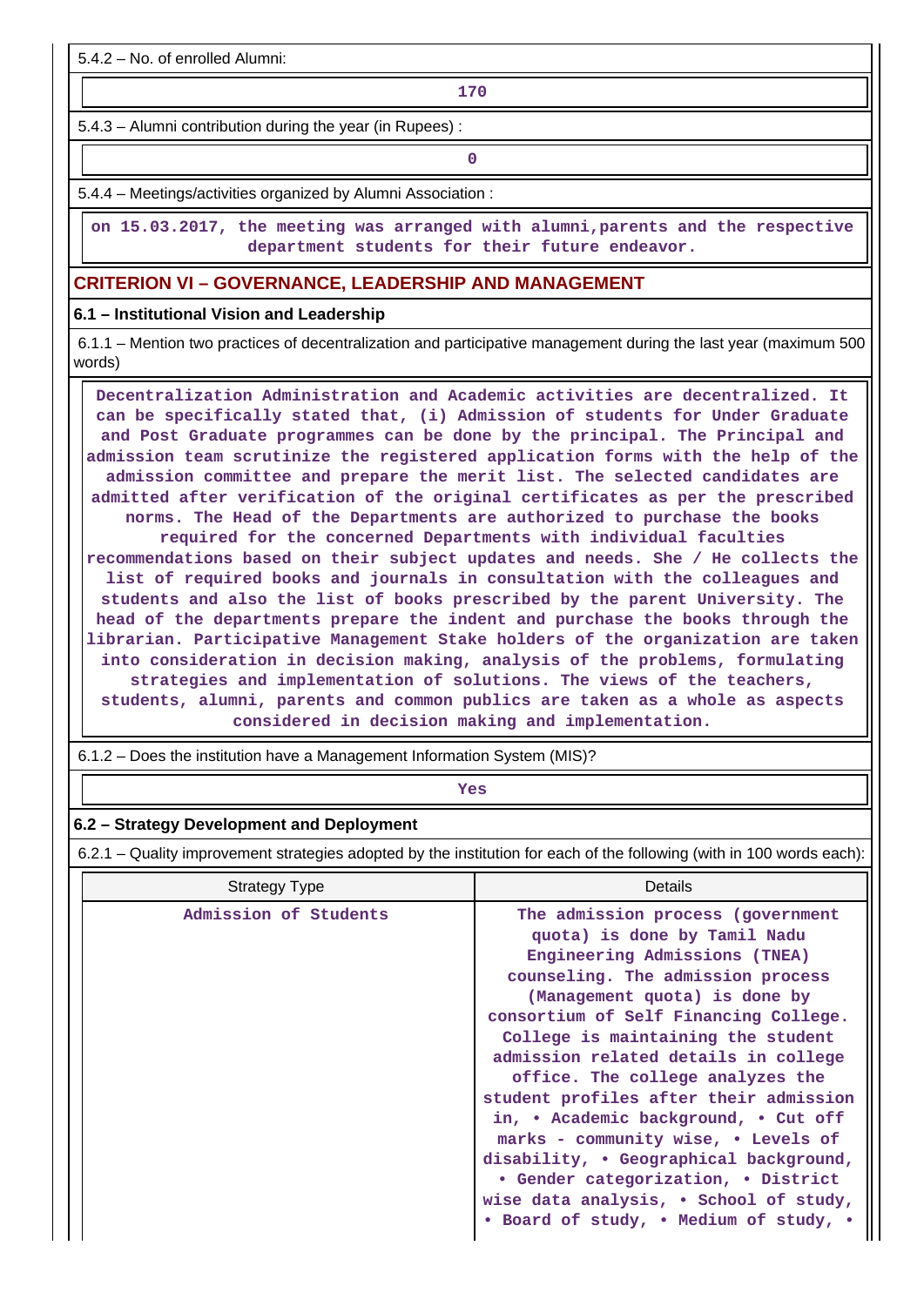5.4.2 – No. of enrolled Alumni:

170

5.4.3 – Alumni contribution during the year (in Rupees) :

0

5.4.4 – Meetings/activities organized by Alumni Association :

on 15.03.2017, the meeting was arranged with alumni,parents and the respective department students for their future endeavor.

## CRITERION VI – GOVERNANCE, LEADERSHIP AND MANAGEMENT

### 6.1 – Institutional Vision and Leadership

6.1.1 – Mention two practices of decentralization and participative management during the last year (maximum 500 words)

Decentralization Administration and Academic activities are decentralized. It can be specifically stated that, (i) Admission of students for Under Graduate and Post Graduate programmes can be done by the principal. The Principal and admission team scrutinize the registered application forms with the help of the admission committee and prepare the merit list. The selected candidates are admitted after verification of the original certificates as per the prescribed norms. The Head of the Departments are authorized to purchase the books required for the concerned Departments with individual faculties recommendations based on their subject updates and needs. She / He collects the list of required books and journals in consultation with the colleagues and students and also the list of books prescribed by the parent University. The head of the departments prepare the indent and purchase the books through the librarian. Participative Management Stake holders of the organization are taken into consideration in decision making, analysis of the problems, formulating strategies and implementation of solutions. The views of the teachers, students, alumni, parents and common publics are taken as a whole as aspects considered in decision making and implementation.

6.1.2 – Does the institution have a Management Information System (MIS)?

Yes

### 6.2 – Strategy Development and Deployment

6.2.1 – Quality improvement strategies adopted by the institution for each of the following (with in 100 words each):

| Strategy Type | Details |
|---|---|
| Admission of Students | The admission process (government quota) is done by Tamil Nadu Engineering Admissions (TNEA) counseling. The admission process (Management quota) is done by consortium of Self Financing College. College is maintaining the student admission related details in college office. The college analyzes the student profiles after their admission in, • Academic background, • Cut off marks - community wise, • Levels of disability, • Geographical background, • Gender categorization, • District wise data analysis, • School of study, • Board of study, • Medium of study, • |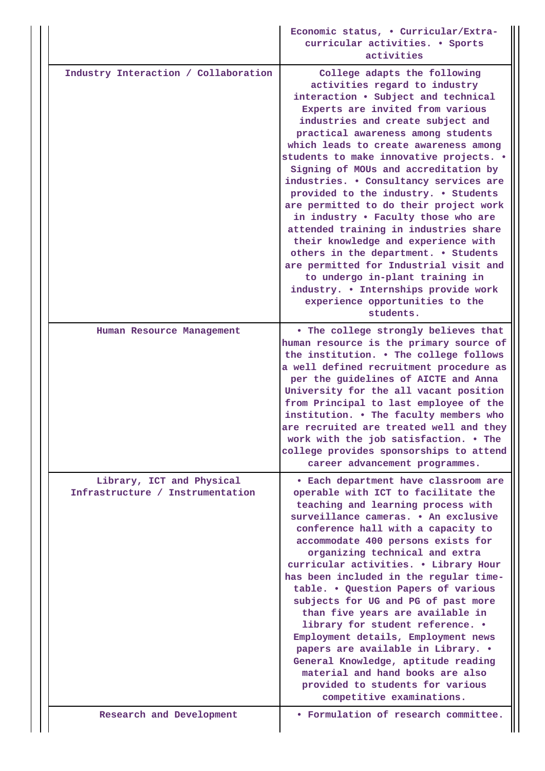| | |
|---|---|
| | Economic status, • Curricular/Extra-curricular activities. • Sports activities |
| Industry Interaction / Collaboration | College adapts the following activities regard to industry interaction • Subject and technical Experts are invited from various industries and create subject and practical awareness among students which leads to create awareness among students to make innovative projects. • Signing of MOUs and accreditation by industries. • Consultancy services are provided to the industry. • Students are permitted to do their project work in industry • Faculty those who are attended training in industries share their knowledge and experience with others in the department. • Students are permitted for Industrial visit and to undergo in-plant training in industry. • Internships provide work experience opportunities to the students. |
| Human Resource Management | • The college strongly believes that human resource is the primary source of the institution. • The college follows a well defined recruitment procedure as per the guidelines of AICTE and Anna University for the all vacant position from Principal to last employee of the institution. • The faculty members who are recruited are treated well and they work with the job satisfaction. • The college provides sponsorships to attend career advancement programmes. |
| Library, ICT and Physical Infrastructure / Instrumentation | • Each department have classroom are operable with ICT to facilitate the teaching and learning process with surveillance cameras. • An exclusive conference hall with a capacity to accommodate 400 persons exists for organizing technical and extra curricular activities. • Library Hour has been included in the regular time-table. • Question Papers of various subjects for UG and PG of past more than five years are available in library for student reference. • Employment details, Employment news papers are available in Library. • General Knowledge, aptitude reading material and hand books are also provided to students for various competitive examinations. |
| Research and Development | • Formulation of research committee. |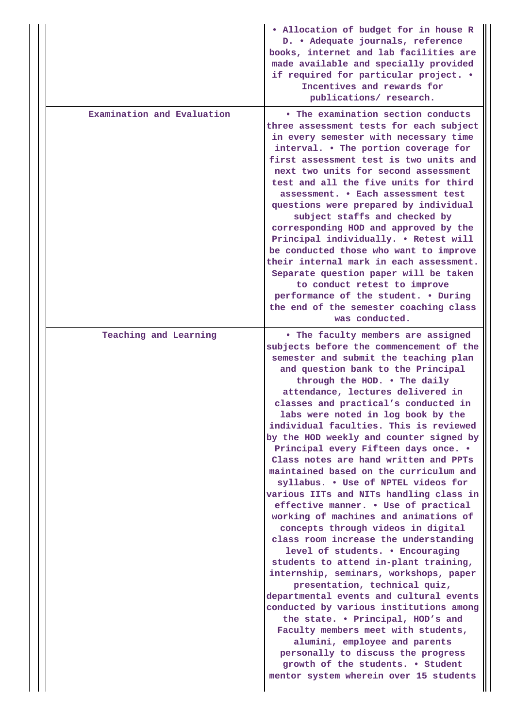| | |
|---|---|
| | • Allocation of budget for in house R D. • Adequate journals, reference books, internet and lab facilities are made available and specially provided if required for particular project. • Incentives and rewards for publications/ research. |
| Examination and Evaluation | • The examination section conducts three assessment tests for each subject in every semester with necessary time interval. • The portion coverage for first assessment test is two units and next two units for second assessment test and all the five units for third assessment. • Each assessment test questions were prepared by individual subject staffs and checked by corresponding HOD and approved by the Principal individually. • Retest will be conducted those who want to improve their internal mark in each assessment. Separate question paper will be taken to conduct retest to improve performance of the student. • During the end of the semester coaching class was conducted. |
| Teaching and Learning | • The faculty members are assigned subjects before the commencement of the semester and submit the teaching plan and question bank to the Principal through the HOD. • The daily attendance, lectures delivered in classes and practical's conducted in labs were noted in log book by the individual faculties. This is reviewed by the HOD weekly and counter signed by Principal every Fifteen days once. • Class notes are hand written and PPTs maintained based on the curriculum and syllabus. • Use of NPTEL videos for various IITs and NITs handling class in effective manner. • Use of practical working of machines and animations of concepts through videos in digital class room increase the understanding level of students. • Encouraging students to attend in-plant training, internship, seminars, workshops, paper presentation, technical quiz, departmental events and cultural events conducted by various institutions among the state. • Principal, HOD's and Faculty members meet with students, alumini, employee and parents personally to discuss the progress growth of the students. • Student mentor system wherein over 15 students |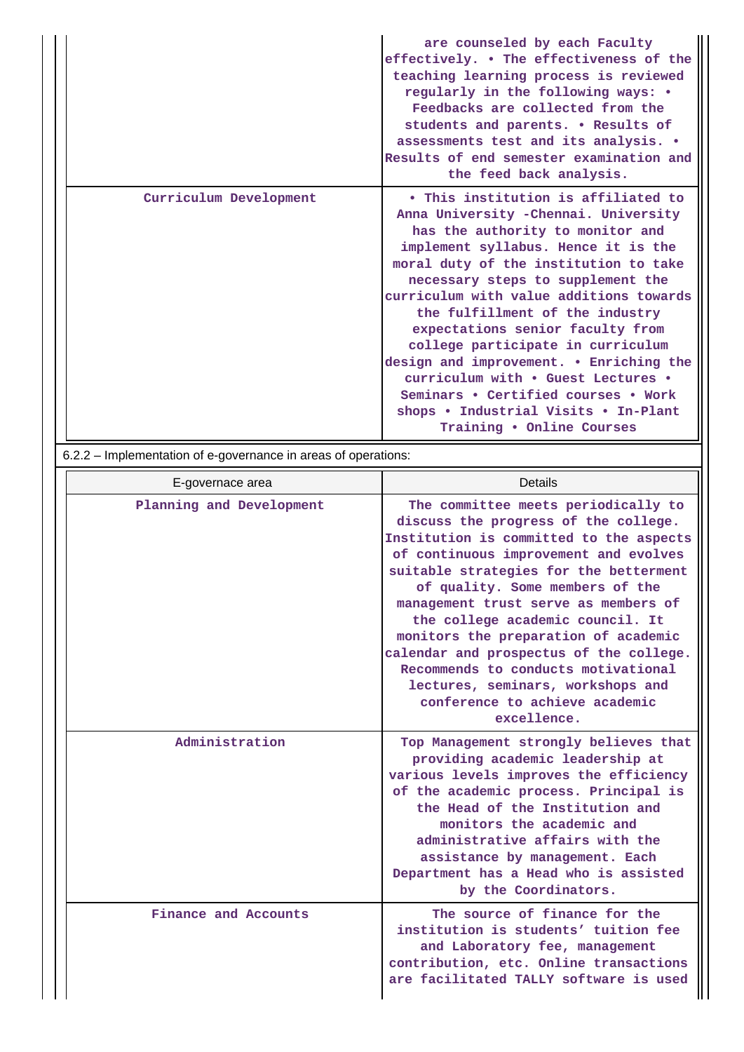| | |
|---|---|
| | are counseled by each Faculty effectively. • The effectiveness of the teaching learning process is reviewed regularly in the following ways: • Feedbacks are collected from the students and parents. • Results of assessments test and its analysis. • Results of end semester examination and the feed back analysis. |
| Curriculum Development | • This institution is affiliated to Anna University -Chennai. University has the authority to monitor and implement syllabus. Hence it is the moral duty of the institution to take necessary steps to supplement the curriculum with value additions towards the fulfillment of the industry expectations senior faculty from college participate in curriculum design and improvement. • Enriching the curriculum with • Guest Lectures • Seminars • Certified courses • Work shops • Industrial Visits • In-Plant Training • Online Courses |

6.2.2 – Implementation of e-governance in areas of operations:

| E-governace area | Details |
|---|---|
| Planning and Development | The committee meets periodically to discuss the progress of the college. Institution is committed to the aspects of continuous improvement and evolves suitable strategies for the betterment of quality. Some members of the management trust serve as members of the college academic council. It monitors the preparation of academic calendar and prospectus of the college. Recommends to conducts motivational lectures, seminars, workshops and conference to achieve academic excellence. |
| Administration | Top Management strongly believes that providing academic leadership at various levels improves the efficiency of the academic process. Principal is the Head of the Institution and monitors the academic and administrative affairs with the assistance by management. Each Department has a Head who is assisted by the Coordinators. |
| Finance and Accounts | The source of finance for the institution is students' tuition fee and Laboratory fee, management contribution, etc. Online transactions are facilitated TALLY software is used |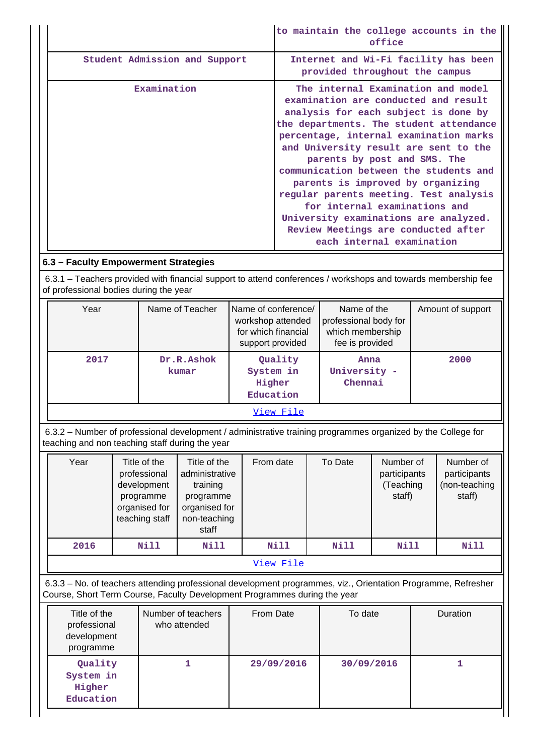| | |
|---|---|
| | to maintain the college accounts in the office |
| Student Admission and Support | Internet and Wi-Fi facility has been provided throughout the campus |
| Examination | The internal Examination and model examination are conducted and result analysis for each subject is done by the departments. The student attendance percentage, internal examination marks and University result are sent to the parents by post and SMS. The communication between the students and parents is improved by organizing regular parents meeting. Test analysis for internal examinations and University examinations are analyzed. Review Meetings are conducted after each internal examination |

**6.3 – Faculty Empowerment Strategies**

6.3.1 – Teachers provided with financial support to attend conferences / workshops and towards membership fee of professional bodies during the year

| Year | Name of Teacher | Name of conference/ workshop attended for which financial support provided | Name of the professional body for which membership fee is provided | Amount of support |
|---|---|---|---|---|
| 2017 | Dr.R.Ashok kumar | Quality System in Higher Education | Anna University - Chennai | 2000 |

View File

6.3.2 – Number of professional development / administrative training programmes organized by the College for teaching and non teaching staff during the year

| Year | Title of the professional development programme organised for teaching staff | Title of the administrative training programme organised for non-teaching staff | From date | To Date | Number of participants (Teaching staff) | Number of participants (non-teaching staff) |
|---|---|---|---|---|---|---|
| 2016 | Nill | Nill | Nill | Nill | Nill | Nill |

View File

6.3.3 – No. of teachers attending professional development programmes, viz., Orientation Programme, Refresher Course, Short Term Course, Faculty Development Programmes during the year

| Title of the professional development programme | Number of teachers who attended | From Date | To date | Duration |
|---|---|---|---|---|
| Quality System in Higher Education | 1 | 29/09/2016 | 30/09/2016 | 1 |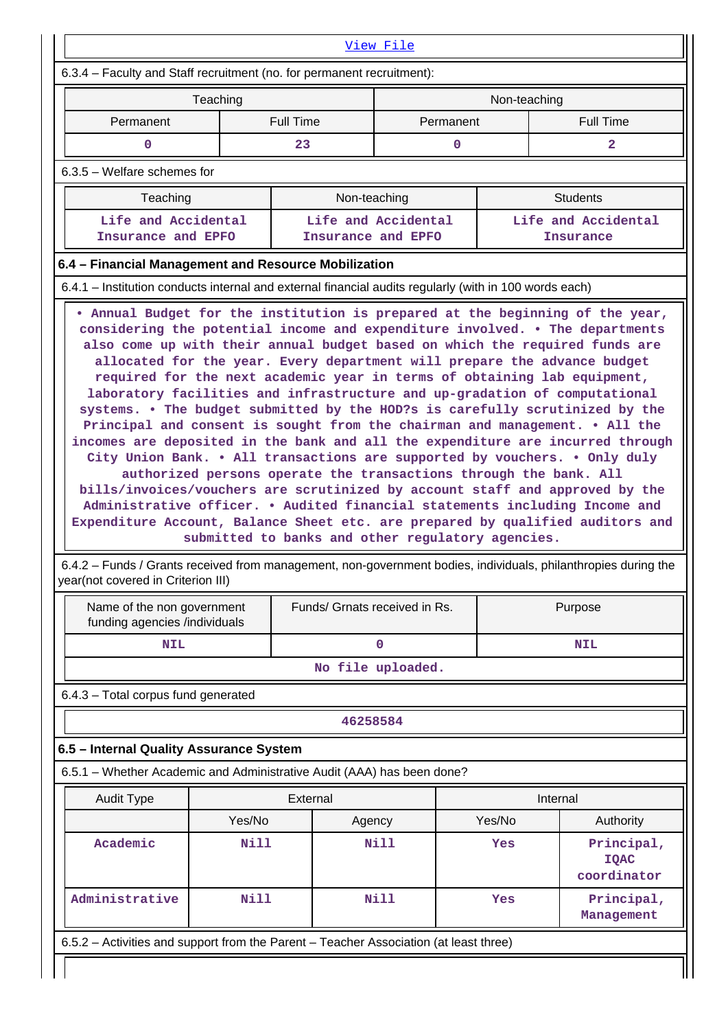View File

6.3.4 – Faculty and Staff recruitment (no. for permanent recruitment):

| Teaching | | Non-teaching | |
|---|---|---|---|
| Permanent | Full Time | Permanent | Full Time |
| 0 | 23 | 0 | 2 |

6.3.5 – Welfare schemes for

| Teaching | Non-teaching | Students |
|---|---|---|
| Life and Accidental Insurance and EPFO | Life and Accidental Insurance and EPFO | Life and Accidental Insurance |

**6.4 – Financial Management and Resource Mobilization**

6.4.1 – Institution conducts internal and external financial audits regularly (with in 100 words each)

• Annual Budget for the institution is prepared at the beginning of the year, considering the potential income and expenditure involved. • The departments also come up with their annual budget based on which the required funds are allocated for the year. Every department will prepare the advance budget required for the next academic year in terms of obtaining lab equipment, laboratory facilities and infrastructure and up-gradation of computational systems. • The budget submitted by the HOD?s is carefully scrutinized by the Principal and consent is sought from the chairman and management. • All the incomes are deposited in the bank and all the expenditure are incurred through City Union Bank. • All transactions are supported by vouchers. • Only duly authorized persons operate the transactions through the bank. All bills/invoices/vouchers are scrutinized by account staff and approved by the Administrative officer. • Audited financial statements including Income and Expenditure Account, Balance Sheet etc. are prepared by qualified auditors and submitted to banks and other regulatory agencies.

6.4.2 – Funds / Grants received from management, non-government bodies, individuals, philanthropies during the year(not covered in Criterion III)

| Name of the non government funding agencies /individuals | Funds/ Grnats received in Rs. | Purpose |
|---|---|---|
| NIL | 0 | NIL |
| No file uploaded. | | |

6.4.3 – Total corpus fund generated

46258584

**6.5 – Internal Quality Assurance System**

6.5.1 – Whether Academic and Administrative Audit (AAA) has been done?

| Audit Type | External | | Internal | |
|---|---|---|---|---|
| | Yes/No | Agency | Yes/No | Authority |
| Academic | Nill | Nill | Yes | Principal, IQAC coordinator |
| Administrative | Nill | Nill | Yes | Principal, Management |

6.5.2 – Activities and support from the Parent – Teacher Association (at least three)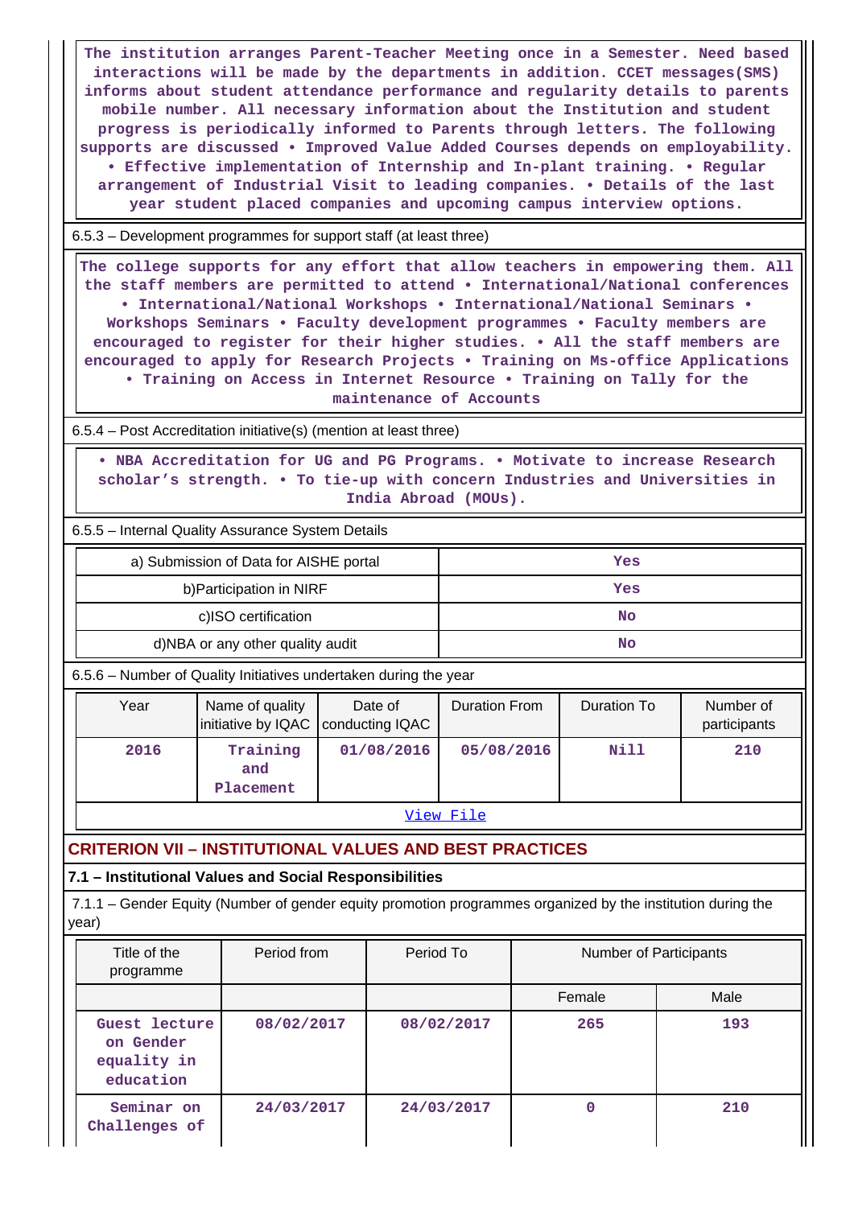The institution arranges Parent-Teacher Meeting once in a Semester. Need based interactions will be made by the departments in addition. CCET messages(SMS) informs about student attendance performance and regularity details to parents mobile number. All necessary information about the Institution and student progress is periodically informed to Parents through letters. The following supports are discussed • Improved Value Added Courses depends on employability. • Effective implementation of Internship and In-plant training. • Regular arrangement of Industrial Visit to leading companies. • Details of the last year student placed companies and upcoming campus interview options.

6.5.3 – Development programmes for support staff (at least three)

The college supports for any effort that allow teachers in empowering them. All the staff members are permitted to attend • International/National conferences • International/National Workshops • International/National Seminars • Workshops Seminars • Faculty development programmes • Faculty members are encouraged to register for their higher studies. • All the staff members are encouraged to apply for Research Projects • Training on Ms-office Applications • Training on Access in Internet Resource • Training on Tally for the maintenance of Accounts

6.5.4 – Post Accreditation initiative(s) (mention at least three)

• NBA Accreditation for UG and PG Programs. • Motivate to increase Research scholar's strength. • To tie-up with concern Industries and Universities in India Abroad (MOUs).

6.5.5 – Internal Quality Assurance System Details

| | |
|---|---|
| a) Submission of Data for AISHE portal | Yes |
| b)Participation in NIRF | Yes |
| c)ISO certification | No |
| d)NBA or any other quality audit | No |

6.5.6 – Number of Quality Initiatives undertaken during the year

| Year | Name of quality initiative by IQAC | Date of conducting IQAC | Duration From | Duration To | Number of participants |
|---|---|---|---|---|---|
| 2016 | Training and Placement | 01/08/2016 | 05/08/2016 | Nill | 210 |

View File

## CRITERION VII – INSTITUTIONAL VALUES AND BEST PRACTICES

### 7.1 – Institutional Values and Social Responsibilities

7.1.1 – Gender Equity (Number of gender equity promotion programmes organized by the institution during the year)

| Title of the programme | Period from | Period To | Number of Participants | |
|---|---|---|---|---|
| | | | Female | Male |
| Guest lecture on Gender equality in education | 08/02/2017 | 08/02/2017 | 265 | 193 |
| Seminar on Challenges of | 24/03/2017 | 24/03/2017 | 0 | 210 |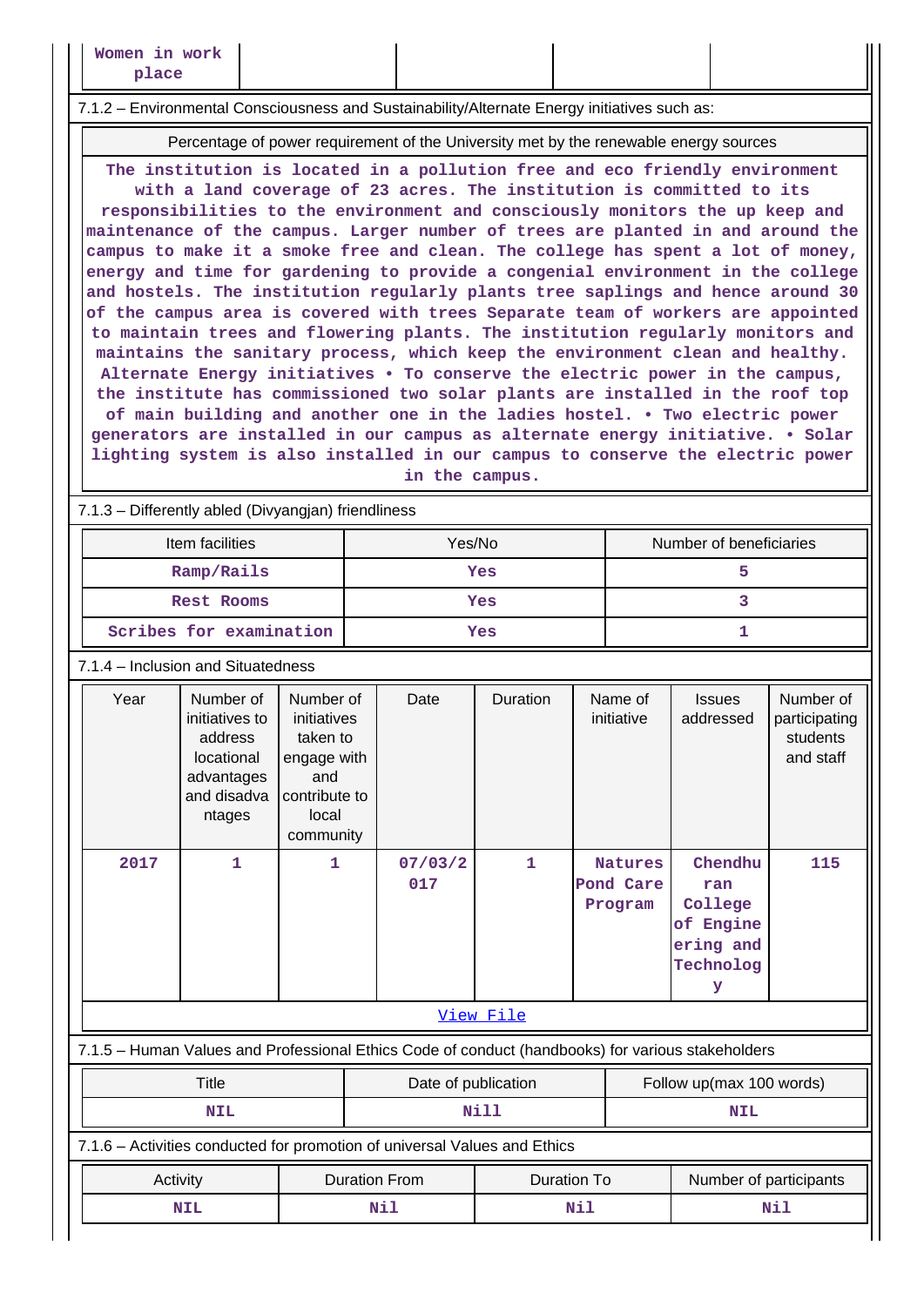| Women in work place | | | | |
|---|---|---|---|---|

7.1.2 – Environmental Consciousness and Sustainability/Alternate Energy initiatives such as:

| Percentage of power requirement of the University met by the renewable energy sources |
|---|
| The institution is located in a pollution free and eco friendly environment with a land coverage of 23 acres. The institution is committed to its responsibilities to the environment and consciously monitors the up keep and maintenance of the campus. Larger number of trees are planted in and around the campus to make it a smoke free and clean. The college has spent a lot of money, energy and time for gardening to provide a congenial environment in the college and hostels. The institution regularly plants tree saplings and hence around 30 of the campus area is covered with trees Separate team of workers are appointed to maintain trees and flowering plants. The institution regularly monitors and maintains the sanitary process, which keep the environment clean and healthy. Alternate Energy initiatives • To conserve the electric power in the campus, the institute has commissioned two solar plants are installed in the roof top of main building and another one in the ladies hostel. • Two electric power generators are installed in our campus as alternate energy initiative. • Solar lighting system is also installed in our campus to conserve the electric power in the campus. |

7.1.3 – Differently abled (Divyangjan) friendliness

| Item facilities | Yes/No | Number of beneficiaries |
|---|---|---|
| Ramp/Rails | Yes | 5 |
| Rest Rooms | Yes | 3 |
| Scribes for examination | Yes | 1 |

7.1.4 – Inclusion and Situatedness

| Year | Number of initiatives to address locational advantages and disadvantages | Number of initiatives taken to engage with and contribute to local community | Date | Duration | Name of initiative | Issues addressed | Number of participating students and staff |
|---|---|---|---|---|---|---|---|
| 2017 | 1 | 1 | 07/03/2017 | 1 | Natures Pond Care Program | Chendhuran College of Engineering and Technology | 115 |

[View File]

7.1.5 – Human Values and Professional Ethics Code of conduct (handbooks) for various stakeholders

| Title | Date of publication | Follow up(max 100 words) |
|---|---|---|
| NIL | Nill | NIL |

7.1.6 – Activities conducted for promotion of universal Values and Ethics

| Activity | Duration From | Duration To | Number of participants |
|---|---|---|---|
| NIL | Nil | Nil | Nil |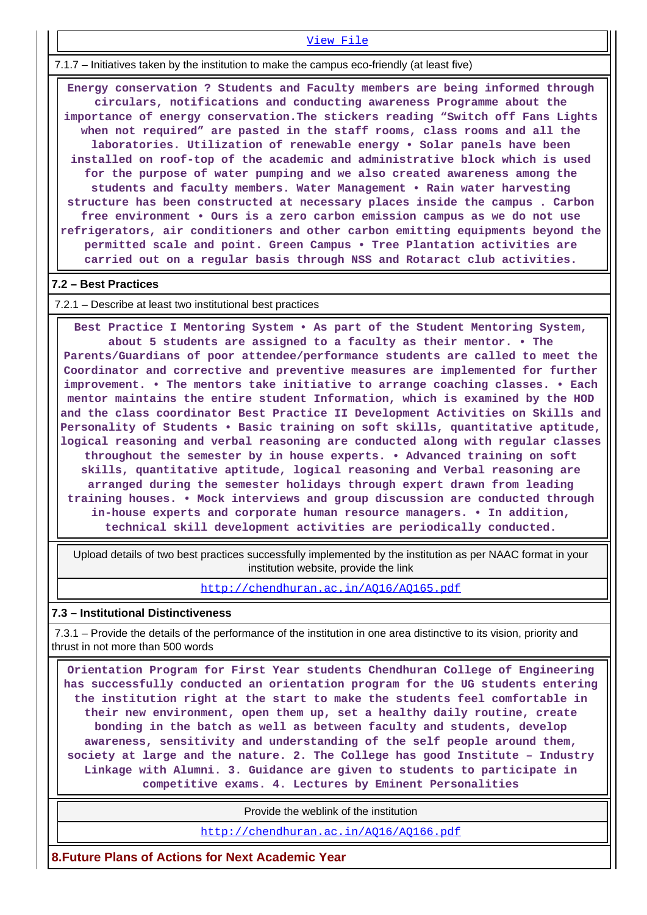[View File](#)

7.1.7 – Initiatives taken by the institution to make the campus eco-friendly (at least five)

**Energy conservation ? Students and Faculty members are being informed through circulars, notifications and conducting awareness Programme about the importance of energy conservation.The stickers reading "Switch off Fans Lights when not required" are pasted in the staff rooms, class rooms and all the laboratories. Utilization of renewable energy • Solar panels have been installed on roof-top of the academic and administrative block which is used for the purpose of water pumping and we also created awareness among the students and faculty members. Water Management • Rain water harvesting structure has been constructed at necessary places inside the campus . Carbon free environment • Ours is a zero carbon emission campus as we do not use refrigerators, air conditioners and other carbon emitting equipments beyond the permitted scale and point. Green Campus • Tree Plantation activities are carried out on a regular basis through NSS and Rotaract club activities.**

## 7.2 – Best Practices

7.2.1 – Describe at least two institutional best practices

**Best Practice I Mentoring System • As part of the Student Mentoring System, about 5 students are assigned to a faculty as their mentor. • The Parents/Guardians of poor attendee/performance students are called to meet the Coordinator and corrective and preventive measures are implemented for further improvement. • The mentors take initiative to arrange coaching classes. • Each mentor maintains the entire student Information, which is examined by the HOD and the class coordinator Best Practice II Development Activities on Skills and Personality of Students • Basic training on soft skills, quantitative aptitude, logical reasoning and verbal reasoning are conducted along with regular classes throughout the semester by in house experts. • Advanced training on soft skills, quantitative aptitude, logical reasoning and Verbal reasoning are arranged during the semester holidays through expert drawn from leading training houses. • Mock interviews and group discussion are conducted through in-house experts and corporate human resource managers. • In addition, technical skill development activities are periodically conducted.**

Upload details of two best practices successfully implemented by the institution as per NAAC format in your institution website, provide the link

http://chendhuran.ac.in/AQ16/AQ165.pdf

## 7.3 – Institutional Distinctiveness

7.3.1 – Provide the details of the performance of the institution in one area distinctive to its vision, priority and thrust in not more than 500 words

**Orientation Program for First Year students Chendhuran College of Engineering has successfully conducted an orientation program for the UG students entering the institution right at the start to make the students feel comfortable in their new environment, open them up, set a healthy daily routine, create bonding in the batch as well as between faculty and students, develop awareness, sensitivity and understanding of the self people around them, society at large and the nature. 2. The College has good Institute – Industry Linkage with Alumni. 3. Guidance are given to students to participate in competitive exams. 4. Lectures by Eminent Personalities**

Provide the weblink of the institution

http://chendhuran.ac.in/AQ16/AQ166.pdf

## 8.Future Plans of Actions for Next Academic Year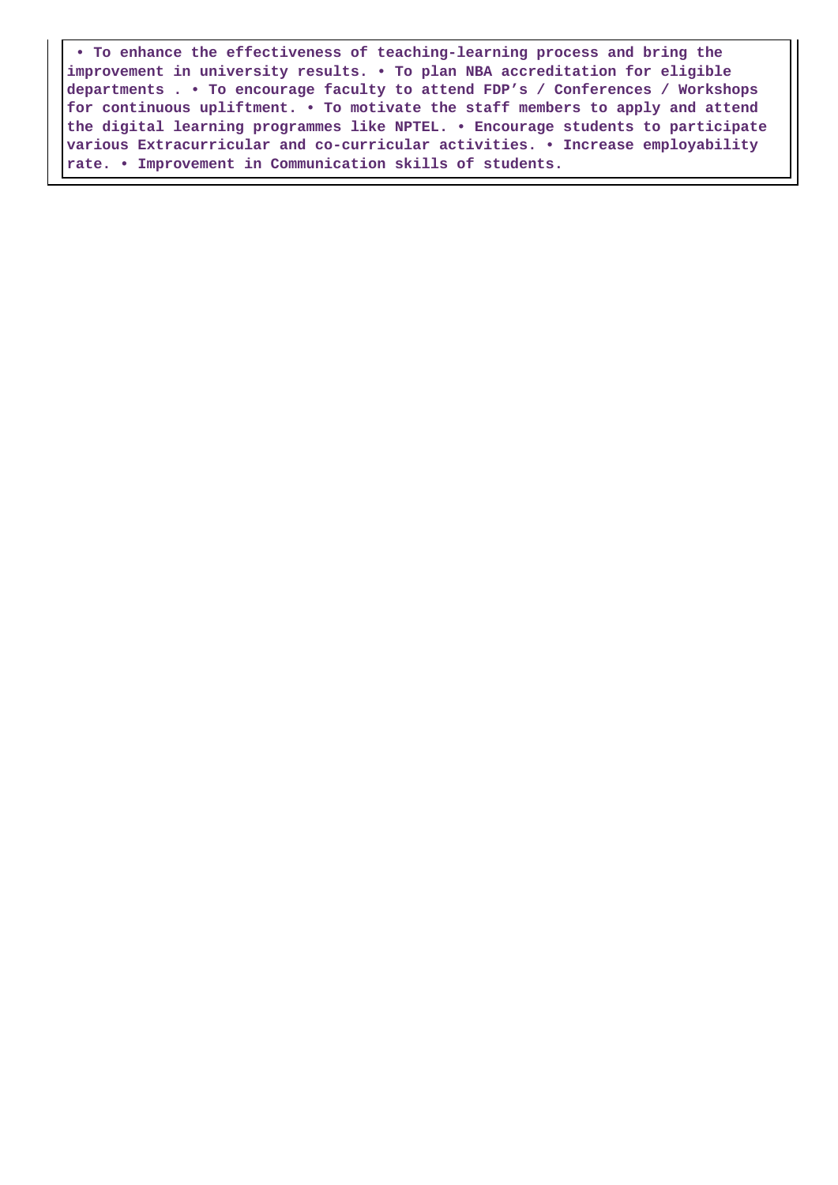**• To enhance the effectiveness of teaching-learning process and bring the improvement in university results. • To plan NBA accreditation for eligible departments . • To encourage faculty to attend FDP's / Conferences / Workshops for continuous upliftment. • To motivate the staff members to apply and attend the digital learning programmes like NPTEL. • Encourage students to participate various Extracurricular and co-curricular activities. • Increase employability rate. • Improvement in Communication skills of students.**